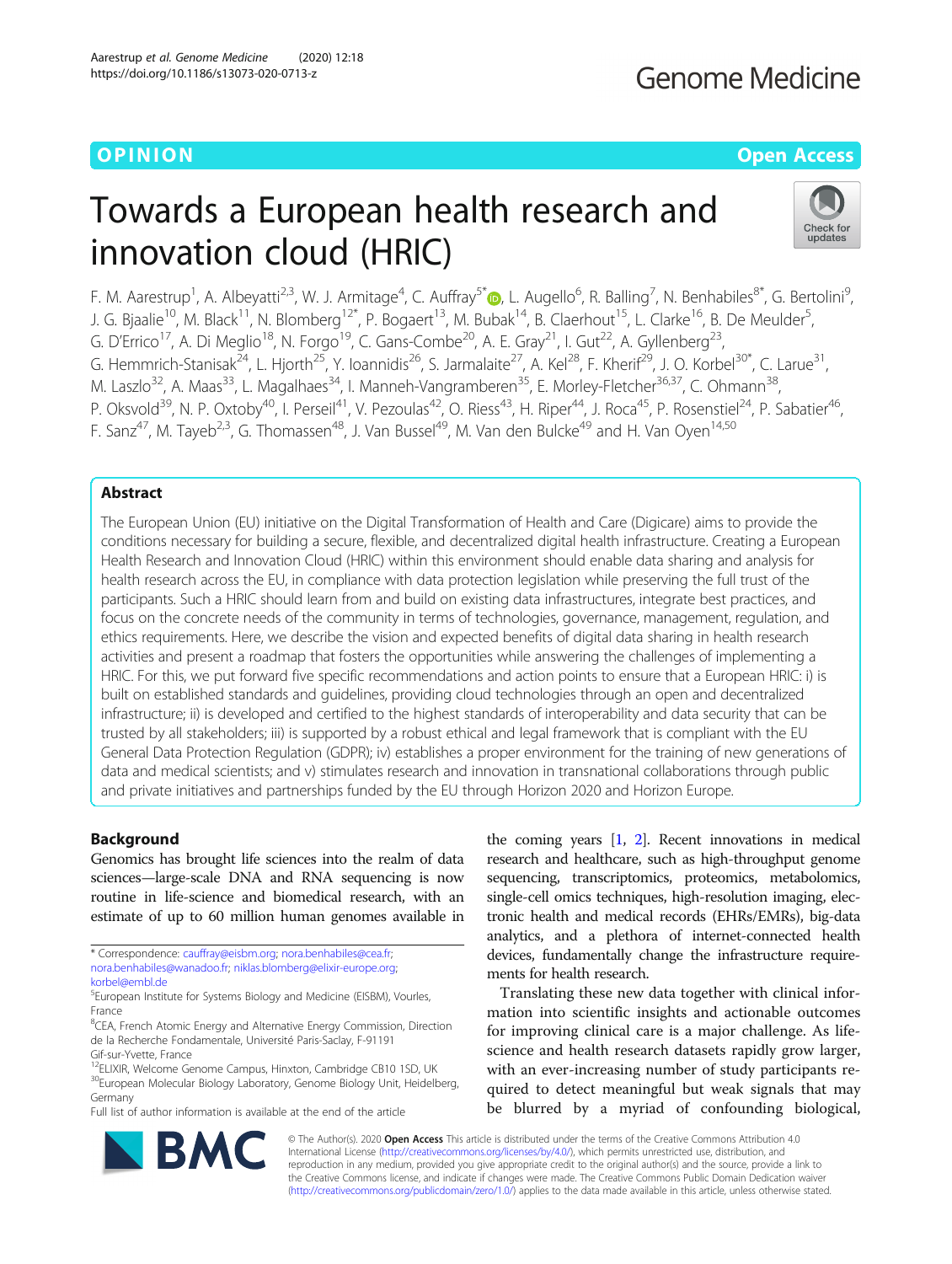OPINION

Open Access

# Towards a European health research and innovation cloud (HRIC)

F. M. Aarestrup[1], A. Albeyatti[2,3], W. J. Armitage[4], C. Auffray[5*], L. Augello[6], R. Balling[7], N. Benhabiles[8*], G. Bertolini[9], J. G. Bjaalie[10], M. Black[11], N. Blomberg[12*], P. Bogaert[13], M. Bubak[14], B. Claerhout[15], L. Clarke[16], B. De Meulder[5], G. D'Errico[17], A. Di Meglio[18], N. Forgo[19], C. Gans-Combe[20], A. E. Gray[21], I. Gut[22], A. Gyllenberg[23], G. Hemmrich-Stanisak[24], L. Hjorth[25], Y. Ioannidis[26], S. Jarmalaite[27], A. Kel[28], F. Kherif[29], J. O. Korbel[30*], C. Larue[31], M. Laszlo[32], A. Maas[33], L. Magalhaes[34], I. Manneh-Vangramberen[35], E. Morley-Fletcher[36,37], C. Ohmann[38], P. Oksvold[39], N. P. Oxtoby[40], I. Perseil[41], V. Pezoulas[42], O. Riess[43], H. Riper[44], J. Roca[45], P. Rosenstiel[24], P. Sabatier[46], F. Sanz[47], M. Tayeb[2,3], G. Thomassen[48], J. Van Bussel[49], M. Van den Bulcke[49] and H. Van Oyen[14,50]

## Abstract

The European Union (EU) initiative on the Digital Transformation of Health and Care (Digicare) aims to provide the conditions necessary for building a secure, flexible, and decentralized digital health infrastructure. Creating a European Health Research and Innovation Cloud (HRIC) within this environment should enable data sharing and analysis for health research across the EU, in compliance with data protection legislation while preserving the full trust of the participants. Such a HRIC should learn from and build on existing data infrastructures, integrate best practices, and focus on the concrete needs of the community in terms of technologies, governance, management, regulation, and ethics requirements. Here, we describe the vision and expected benefits of digital data sharing in health research activities and present a roadmap that fosters the opportunities while answering the challenges of implementing a HRIC. For this, we put forward five specific recommendations and action points to ensure that a European HRIC: i) is built on established standards and guidelines, providing cloud technologies through an open and decentralized infrastructure; ii) is developed and certified to the highest standards of interoperability and data security that can be trusted by all stakeholders; iii) is supported by a robust ethical and legal framework that is compliant with the EU General Data Protection Regulation (GDPR); iv) establishes a proper environment for the training of new generations of data and medical scientists; and v) stimulates research and innovation in transnational collaborations through public and private initiatives and partnerships funded by the EU through Horizon 2020 and Horizon Europe.

## Background

Genomics has brought life sciences into the realm of data sciences—large-scale DNA and RNA sequencing is now routine in life-science and biomedical research, with an estimate of up to 60 million human genomes available in the coming years [1, 2]. Recent innovations in medical research and healthcare, such as high-throughput genome sequencing, transcriptomics, proteomics, metabolomics, single-cell omics techniques, high-resolution imaging, electronic health and medical records (EHRs/EMRs), big-data analytics, and a plethora of internet-connected health devices, fundamentally change the infrastructure requirements for health research.

Translating these new data together with clinical information into scientific insights and actionable outcomes for improving clinical care is a major challenge. As life-science and health research datasets rapidly grow larger, with an ever-increasing number of study participants required to detect meaningful but weak signals that may be blurred by a myriad of confounding biological,

\* Correspondence: cauffray@eisbm.org; nora.benhabiles@cea.fr; nora.benhabiles@wanadoo.fr; niklas.blomberg@elixir-europe.org; korbel@embl.de
[5]European Institute for Systems Biology and Medicine (EISBM), Vourles, France
[8]CEA, French Atomic Energy and Alternative Energy Commission, Direction de la Recherche Fondamentale, Université Paris-Saclay, F-91191 Gif-sur-Yvette, France
[12]ELIXIR, Welcome Genome Campus, Hinxton, Cambridge CB10 1SD, UK
[30]European Molecular Biology Laboratory, Genome Biology Unit, Heidelberg, Germany
Full list of author information is available at the end of the article

© The Author(s). 2020 **Open Access** This article is distributed under the terms of the Creative Commons Attribution 4.0 International License (http://creativecommons.org/licenses/by/4.0/), which permits unrestricted use, distribution, and reproduction in any medium, provided you give appropriate credit to the original author(s) and the source, provide a link to the Creative Commons license, and indicate if changes were made. The Creative Commons Public Domain Dedication waiver (http://creativecommons.org/publicdomain/zero/1.0/) applies to the data made available in this article, unless otherwise stated.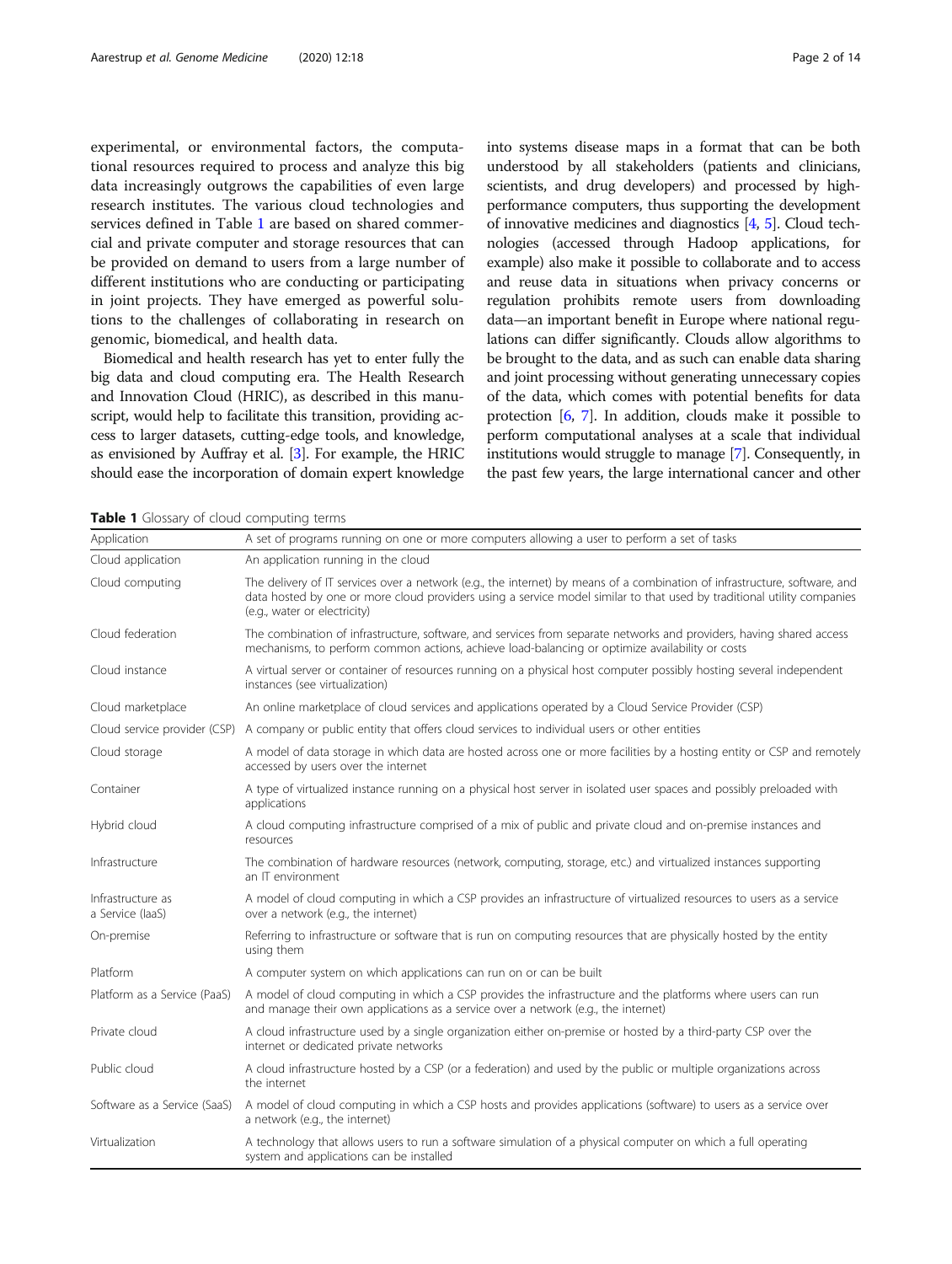experimental, or environmental factors, the computational resources required to process and analyze this big data increasingly outgrows the capabilities of even large research institutes. The various cloud technologies and services defined in Table 1 are based on shared commercial and private computer and storage resources that can be provided on demand to users from a large number of different institutions who are conducting or participating in joint projects. They have emerged as powerful solutions to the challenges of collaborating in research on genomic, biomedical, and health data.

Biomedical and health research has yet to enter fully the big data and cloud computing era. The Health Research and Innovation Cloud (HRIC), as described in this manuscript, would help to facilitate this transition, providing access to larger datasets, cutting-edge tools, and knowledge, as envisioned by Auffray et al. [3]. For example, the HRIC should ease the incorporation of domain expert knowledge into systems disease maps in a format that can be both understood by all stakeholders (patients and clinicians, scientists, and drug developers) and processed by high-performance computers, thus supporting the development of innovative medicines and diagnostics [4, 5]. Cloud technologies (accessed through Hadoop applications, for example) also make it possible to collaborate and to access and reuse data in situations when privacy concerns or regulation prohibits remote users from downloading data—an important benefit in Europe where national regulations can differ significantly. Clouds allow algorithms to be brought to the data, and as such can enable data sharing and joint processing without generating unnecessary copies of the data, which comes with potential benefits for data protection [6, 7]. In addition, clouds make it possible to perform computational analyses at a scale that individual institutions would struggle to manage [7]. Consequently, in the past few years, the large international cancer and other

**Table 1** Glossary of cloud computing terms

| | |
|---|---|
| Application | A set of programs running on one or more computers allowing a user to perform a set of tasks |
| Cloud application | An application running in the cloud |
| Cloud computing | The delivery of IT services over a network (e.g., the internet) by means of a combination of infrastructure, software, and data hosted by one or more cloud providers using a service model similar to that used by traditional utility companies (e.g., water or electricity) |
| Cloud federation | The combination of infrastructure, software, and services from separate networks and providers, having shared access mechanisms, to perform common actions, achieve load-balancing or optimize availability or costs |
| Cloud instance | A virtual server or container of resources running on a physical host computer possibly hosting several independent instances (see virtualization) |
| Cloud marketplace | An online marketplace of cloud services and applications operated by a Cloud Service Provider (CSP) |
| Cloud service provider (CSP) | A company or public entity that offers cloud services to individual users or other entities |
| Cloud storage | A model of data storage in which data are hosted across one or more facilities by a hosting entity or CSP and remotely accessed by users over the internet |
| Container | A type of virtualized instance running on a physical host server in isolated user spaces and possibly preloaded with applications |
| Hybrid cloud | A cloud computing infrastructure comprised of a mix of public and private cloud and on-premise instances and resources |
| Infrastructure | The combination of hardware resources (network, computing, storage, etc.) and virtualized instances supporting an IT environment |
| Infrastructure as a Service (IaaS) | A model of cloud computing in which a CSP provides an infrastructure of virtualized resources to users as a service over a network (e.g., the internet) |
| On-premise | Referring to infrastructure or software that is run on computing resources that are physically hosted by the entity using them |
| Platform | A computer system on which applications can run on or can be built |
| Platform as a Service (PaaS) | A model of cloud computing in which a CSP provides the infrastructure and the platforms where users can run and manage their own applications as a service over a network (e.g., the internet) |
| Private cloud | A cloud infrastructure used by a single organization either on-premise or hosted by a third-party CSP over the internet or dedicated private networks |
| Public cloud | A cloud infrastructure hosted by a CSP (or a federation) and used by the public or multiple organizations across the internet |
| Software as a Service (SaaS) | A model of cloud computing in which a CSP hosts and provides applications (software) to users as a service over a network (e.g., the internet) |
| Virtualization | A technology that allows users to run a software simulation of a physical computer on which a full operating system and applications can be installed |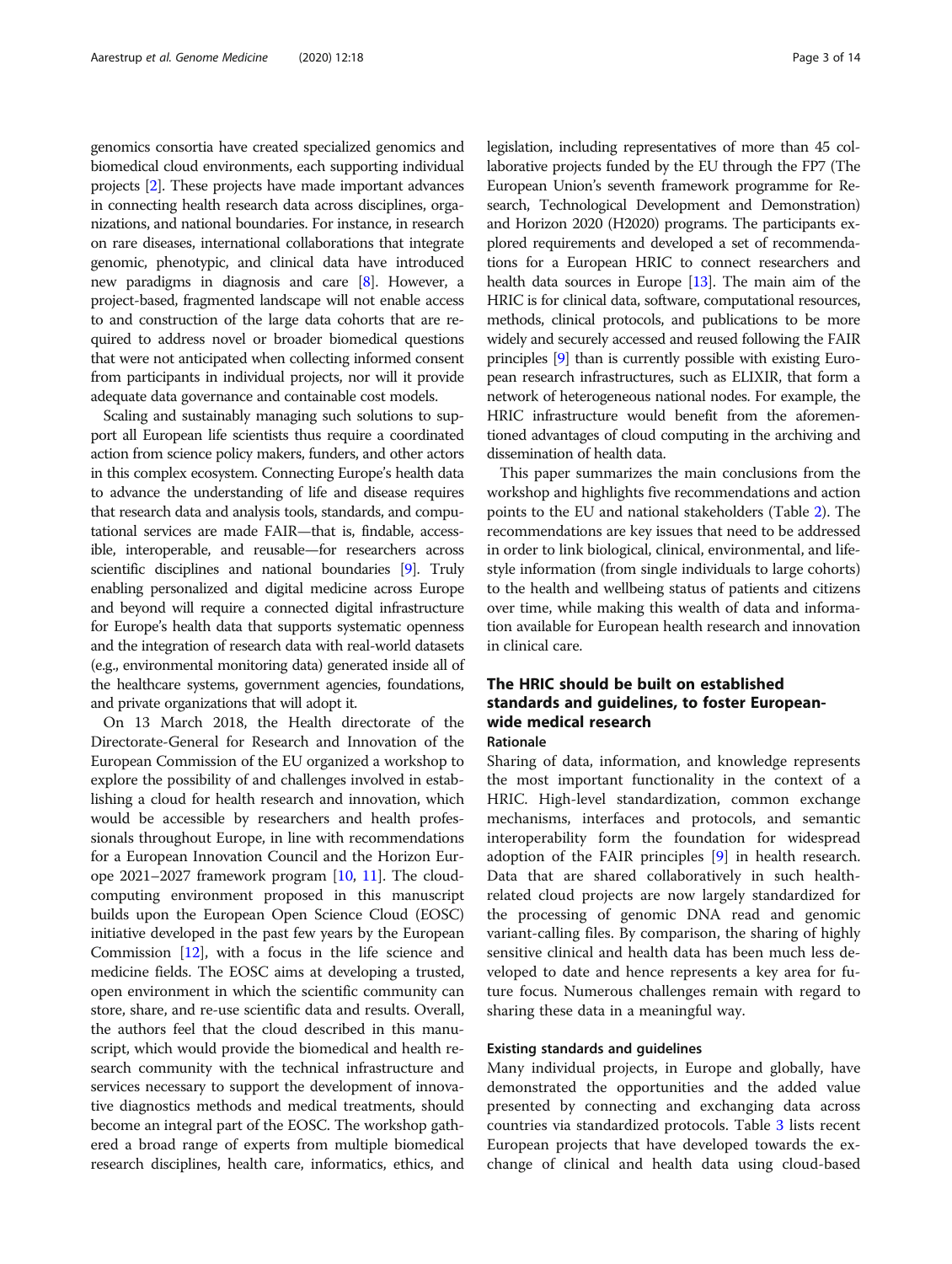genomics consortia have created specialized genomics and biomedical cloud environments, each supporting individual projects [2]. These projects have made important advances in connecting health research data across disciplines, organizations, and national boundaries. For instance, in research on rare diseases, international collaborations that integrate genomic, phenotypic, and clinical data have introduced new paradigms in diagnosis and care [8]. However, a project-based, fragmented landscape will not enable access to and construction of the large data cohorts that are required to address novel or broader biomedical questions that were not anticipated when collecting informed consent from participants in individual projects, nor will it provide adequate data governance and containable cost models.

Scaling and sustainably managing such solutions to support all European life scientists thus require a coordinated action from science policy makers, funders, and other actors in this complex ecosystem. Connecting Europe's health data to advance the understanding of life and disease requires that research data and analysis tools, standards, and computational services are made FAIR—that is, findable, accessible, interoperable, and reusable—for researchers across scientific disciplines and national boundaries [9]. Truly enabling personalized and digital medicine across Europe and beyond will require a connected digital infrastructure for Europe's health data that supports systematic openness and the integration of research data with real-world datasets (e.g., environmental monitoring data) generated inside all of the healthcare systems, government agencies, foundations, and private organizations that will adopt it.

On 13 March 2018, the Health directorate of the Directorate-General for Research and Innovation of the European Commission of the EU organized a workshop to explore the possibility of and challenges involved in establishing a cloud for health research and innovation, which would be accessible by researchers and health professionals throughout Europe, in line with recommendations for a European Innovation Council and the Horizon Europe 2021–2027 framework program [10, 11]. The cloud-computing environment proposed in this manuscript builds upon the European Open Science Cloud (EOSC) initiative developed in the past few years by the European Commission [12], with a focus in the life science and medicine fields. The EOSC aims at developing a trusted, open environment in which the scientific community can store, share, and re-use scientific data and results. Overall, the authors feel that the cloud described in this manuscript, which would provide the biomedical and health research community with the technical infrastructure and services necessary to support the development of innovative diagnostics methods and medical treatments, should become an integral part of the EOSC. The workshop gathered a broad range of experts from multiple biomedical research disciplines, health care, informatics, ethics, and legislation, including representatives of more than 45 collaborative projects funded by the EU through the FP7 (The European Union's seventh framework programme for Research, Technological Development and Demonstration) and Horizon 2020 (H2020) programs. The participants explored requirements and developed a set of recommendations for a European HRIC to connect researchers and health data sources in Europe [13]. The main aim of the HRIC is for clinical data, software, computational resources, methods, clinical protocols, and publications to be more widely and securely accessed and reused following the FAIR principles [9] than is currently possible with existing European research infrastructures, such as ELIXIR, that form a network of heterogeneous national nodes. For example, the HRIC infrastructure would benefit from the aforementioned advantages of cloud computing in the archiving and dissemination of health data.

This paper summarizes the main conclusions from the workshop and highlights five recommendations and action points to the EU and national stakeholders (Table 2). The recommendations are key issues that need to be addressed in order to link biological, clinical, environmental, and lifestyle information (from single individuals to large cohorts) to the health and wellbeing status of patients and citizens over time, while making this wealth of data and information available for European health research and innovation in clinical care.

## The HRIC should be built on established standards and guidelines, to foster European-wide medical research

### Rationale

Sharing of data, information, and knowledge represents the most important functionality in the context of a HRIC. High-level standardization, common exchange mechanisms, interfaces and protocols, and semantic interoperability form the foundation for widespread adoption of the FAIR principles [9] in health research. Data that are shared collaboratively in such health-related cloud projects are now largely standardized for the processing of genomic DNA read and genomic variant-calling files. By comparison, the sharing of highly sensitive clinical and health data has been much less developed to date and hence represents a key area for future focus. Numerous challenges remain with regard to sharing these data in a meaningful way.

### Existing standards and guidelines

Many individual projects, in Europe and globally, have demonstrated the opportunities and the added value presented by connecting and exchanging data across countries via standardized protocols. Table 3 lists recent European projects that have developed towards the exchange of clinical and health data using cloud-based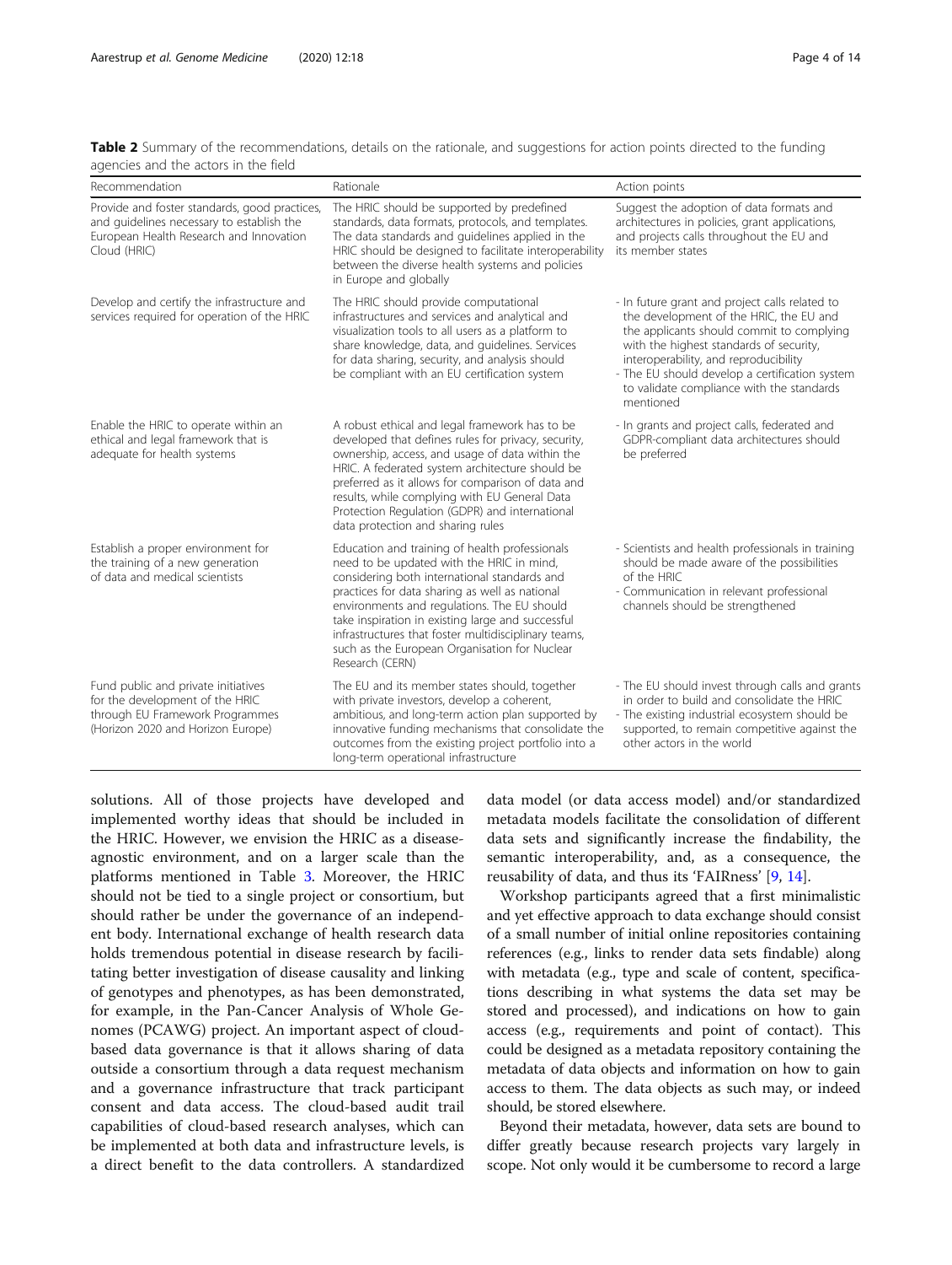**Table 2** Summary of the recommendations, details on the rationale, and suggestions for action points directed to the funding agencies and the actors in the field

| Recommendation | Rationale | Action points |
| --- | --- | --- |
| Provide and foster standards, good practices, and guidelines necessary to establish the European Health Research and Innovation Cloud (HRIC) | The HRIC should be supported by predefined standards, data formats, protocols, and templates. The data standards and guidelines applied in the HRIC should be designed to facilitate interoperability between the diverse health systems and policies in Europe and globally | Suggest the adoption of data formats and architectures in policies, grant applications, and projects calls throughout the EU and its member states |
| Develop and certify the infrastructure and services required for operation of the HRIC | The HRIC should provide computational infrastructures and services and analytical and visualization tools to all users as a platform to share knowledge, data, and guidelines. Services for data sharing, security, and analysis should be compliant with an EU certification system | - In future grant and project calls related to the development of the HRIC, the EU and the applicants should commit to complying with the highest standards of security, interoperability, and reproducibility<br>- The EU should develop a certification system to validate compliance with the standards mentioned |
| Enable the HRIC to operate within an ethical and legal framework that is adequate for health systems | A robust ethical and legal framework has to be developed that defines rules for privacy, security, ownership, access, and usage of data within the HRIC. A federated system architecture should be preferred as it allows for comparison of data and results, while complying with EU General Data Protection Regulation (GDPR) and international data protection and sharing rules | - In grants and project calls, federated and GDPR-compliant data architectures should be preferred |
| Establish a proper environment for the training of a new generation of data and medical scientists | Education and training of health professionals need to be updated with the HRIC in mind, considering both international standards and practices for data sharing as well as national environments and regulations. The EU should take inspiration in existing large and successful infrastructures that foster multidisciplinary teams, such as the European Organisation for Nuclear Research (CERN) | - Scientists and health professionals in training should be made aware of the possibilities of the HRIC<br>- Communication in relevant professional channels should be strengthened |
| Fund public and private initiatives for the development of the HRIC through EU Framework Programmes (Horizon 2020 and Horizon Europe) | The EU and its member states should, together with private investors, develop a coherent, ambitious, and long-term action plan supported by innovative funding mechanisms that consolidate the outcomes from the existing project portfolio into a long-term operational infrastructure | - The EU should invest through calls and grants in order to build and consolidate the HRIC<br>- The existing industrial ecosystem should be supported, to remain competitive against the other actors in the world |

solutions. All of those projects have developed and implemented worthy ideas that should be included in the HRIC. However, we envision the HRIC as a disease-agnostic environment, and on a larger scale than the platforms mentioned in Table 3. Moreover, the HRIC should not be tied to a single project or consortium, but should rather be under the governance of an independent body. International exchange of health research data holds tremendous potential in disease research by facilitating better investigation of disease causality and linking of genotypes and phenotypes, as has been demonstrated, for example, in the Pan-Cancer Analysis of Whole Genomes (PCAWG) project. An important aspect of cloud-based data governance is that it allows sharing of data outside a consortium through a data request mechanism and a governance infrastructure that track participant consent and data access. The cloud-based audit trail capabilities of cloud-based research analyses, which can be implemented at both data and infrastructure levels, is a direct benefit to the data controllers. A standardized data model (or data access model) and/or standardized metadata models facilitate the consolidation of different data sets and significantly increase the findability, the semantic interoperability, and, as a consequence, the reusability of data, and thus its 'FAIRness' [9, 14].

Workshop participants agreed that a first minimalistic and yet effective approach to data exchange should consist of a small number of initial online repositories containing references (e.g., links to render data sets findable) along with metadata (e.g., type and scale of content, specifications describing in what systems the data set may be stored and processed), and indications on how to gain access (e.g., requirements and point of contact). This could be designed as a metadata repository containing the metadata of data objects and information on how to gain access to them. The data objects as such may, or indeed should, be stored elsewhere.

Beyond their metadata, however, data sets are bound to differ greatly because research projects vary largely in scope. Not only would it be cumbersome to record a large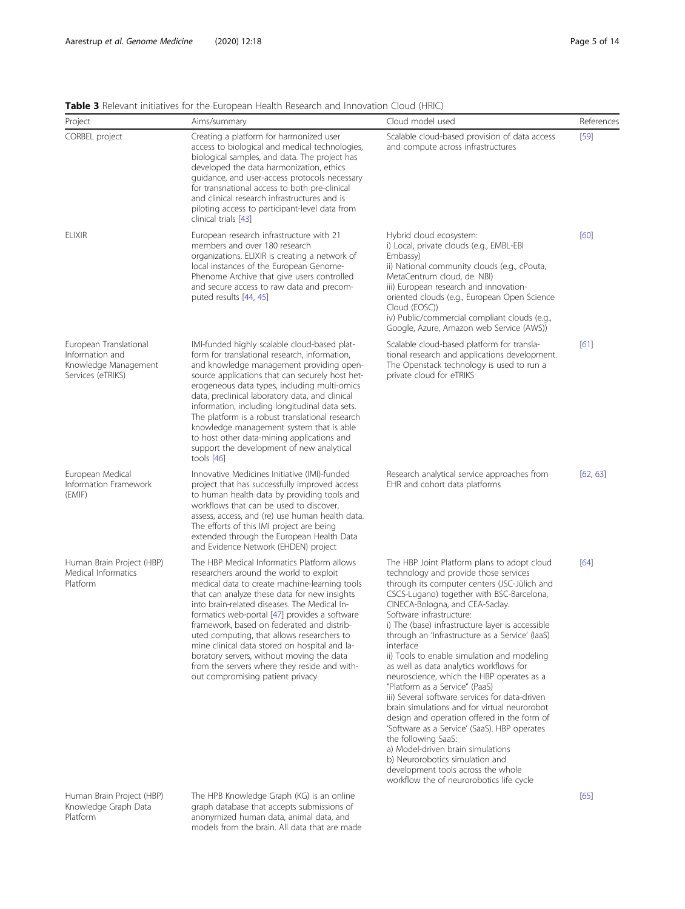**Table 3** Relevant initiatives for the European Health Research and Innovation Cloud (HRIC)

| Project | Aims/summary | Cloud model used | References |
| --- | --- | --- | --- |
| CORBEL project | Creating a platform for harmonized user access to biological and medical technologies, biological samples, and data. The project has developed the data harmonization, ethics guidance, and user-access protocols necessary for transnational access to both pre-clinical and clinical research infrastructures and is piloting access to participant-level data from clinical trials [43] | Scalable cloud-based provision of data access and compute across infrastructures | [59] |
| ELIXIR | European research infrastructure with 21 members and over 180 research organizations. ELIXIR is creating a network of local instances of the European Genome-Phenome Archive that give users controlled and secure access to raw data and precomputed results [44, 45] | Hybrid cloud ecosystem:<br>i) Local, private clouds (e.g., EMBL-EBI Embassy)<br>ii) National community clouds (e.g., cPouta, MetaCentrum cloud, de. NBI)<br>iii) European research and innovation-oriented clouds (e.g., European Open Science Cloud (EOSC))<br>iv) Public/commercial compliant clouds (e.g., Google, Azure, Amazon web Service (AWS)) | [60] |
| European Translational Information and Knowledge Management Services (eTRIKS) | IMI-funded highly scalable cloud-based platform for translational research, information, and knowledge management providing open-source applications that can securely host heterogeneous data types, including multi-omics data, preclinical laboratory data, and clinical information, including longitudinal data sets. The platform is a robust translational research knowledge management system that is able to host other data-mining applications and support the development of new analytical tools [46] | Scalable cloud-based platform for translational research and applications development. The Openstack technology is used to run a private cloud for eTRIKS | [61] |
| European Medical Information Framework (EMIF) | Innovative Medicines Initiative (IMI)-funded project that has successfully improved access to human health data by providing tools and workflows that can be used to discover, assess, access, and (re) use human health data. The efforts of this IMI project are being extended through the European Health Data and Evidence Network (EHDEN) project | Research analytical service approaches from EHR and cohort data platforms | [62, 63] |
| Human Brain Project (HBP) Medical Informatics Platform | The HBP Medical Informatics Platform allows researchers around the world to exploit medical data to create machine-learning tools that can analyze these data for new insights into brain-related diseases. The Medical Informatics web-portal [47] provides a software framework, based on federated and distributed computing, that allows researchers to mine clinical data stored on hospital and laboratory servers, without moving the data from the servers where they reside and without compromising patient privacy | The HBP Joint Platform plans to adopt cloud technology and provide those services through its computer centers (JSC-Jülich and CSCS-Lugano) together with BSC-Barcelona, CINECA-Bologna, and CEA-Saclay.<br>Software infrastructure:<br>i) The (base) infrastructure layer is accessible through an 'Infrastructure as a Service' (IaaS) interface<br>ii) Tools to enable simulation and modeling as well as data analytics workflows for neuroscience, which the HBP operates as a "Platform as a Service" (PaaS)<br>iii) Several software services for data-driven brain simulations and for virtual neurorobot design and operation offered in the form of 'Software as a Service' (SaaS). HBP operates the following SaaS:<br>a) Model-driven brain simulations<br>b) Neurorobotics simulation and development tools across the whole workflow the of neurorobotics life cycle | [64] |
| Human Brain Project (HBP) Knowledge Graph Data Platform | The HPB Knowledge Graph (KG) is an online graph database that accepts submissions of anonymized human data, animal data, and models from the brain. All data that are made | | [65] |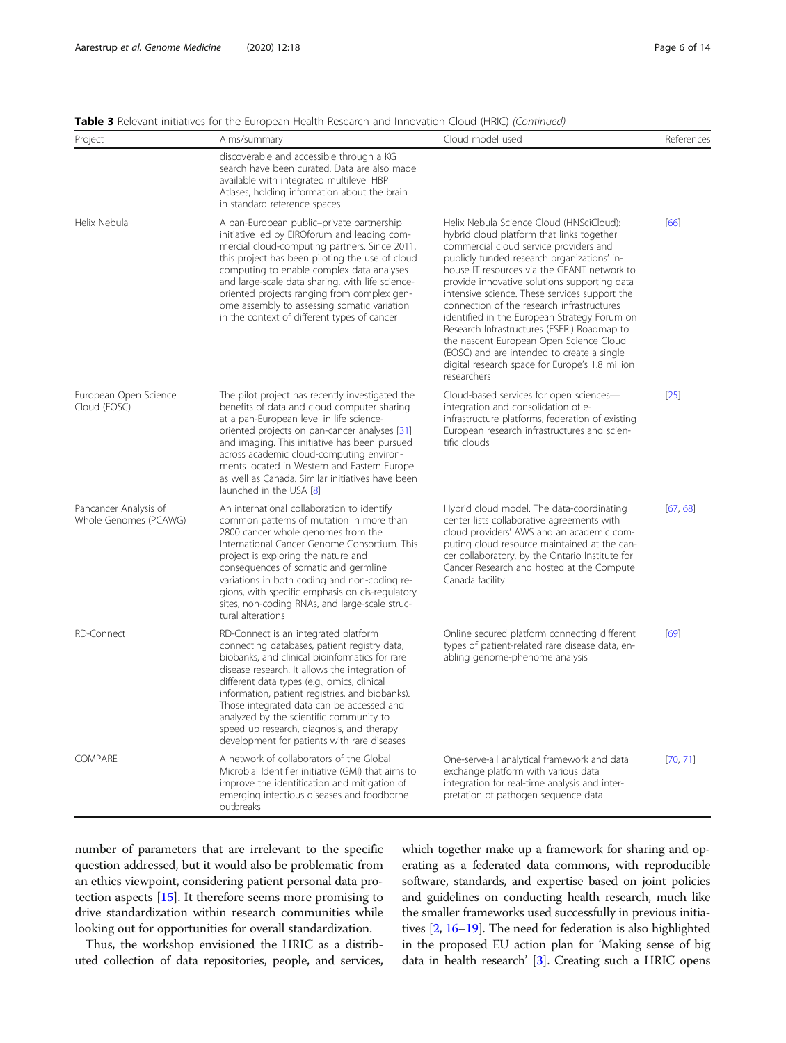**Table 3** Relevant initiatives for the European Health Research and Innovation Cloud (HRIC) *(Continued)*

| Project | Aims/summary | Cloud model used | References |
|---|---|---|---|
| | discoverable and accessible through a KG search have been curated. Data are also made available with integrated multilevel HBP Atlases, holding information about the brain in standard reference spaces | | |
| Helix Nebula | A pan-European public–private partnership initiative led by EIROforum and leading commercial cloud-computing partners. Since 2011, this project has been piloting the use of cloud computing to enable complex data analyses and large-scale data sharing, with life science-oriented projects ranging from complex genome assembly to assessing somatic variation in the context of different types of cancer | Helix Nebula Science Cloud (HNSciCloud): hybrid cloud platform that links together commercial cloud service providers and publicly funded research organizations' in-house IT resources via the GEANT network to provide innovative solutions supporting data intensive science. These services support the connection of the research infrastructures identified in the European Strategy Forum on Research Infrastructures (ESFRI) Roadmap to the nascent European Open Science Cloud (EOSC) and are intended to create a single digital research space for Europe's 1.8 million researchers | [66] |
| European Open Science Cloud (EOSC) | The pilot project has recently investigated the benefits of data and cloud computer sharing at a pan-European level in life science-oriented projects on pan-cancer analyses [31] and imaging. This initiative has been pursued across academic cloud-computing environments located in Western and Eastern Europe as well as Canada. Similar initiatives have been launched in the USA [8] | Cloud-based services for open sciences—integration and consolidation of e-infrastructure platforms, federation of existing European research infrastructures and scientific clouds | [25] |
| Pancancer Analysis of Whole Genomes (PCAWG) | An international collaboration to identify common patterns of mutation in more than 2800 cancer whole genomes from the International Cancer Genome Consortium. This project is exploring the nature and consequences of somatic and germline variations in both coding and non-coding regions, with specific emphasis on cis-regulatory sites, non-coding RNAs, and large-scale structural alterations | Hybrid cloud model. The data-coordinating center lists collaborative agreements with cloud providers' AWS and an academic computing cloud resource maintained at the cancer collaboratory, by the Ontario Institute for Cancer Research and hosted at the Compute Canada facility | [67, 68] |
| RD-Connect | RD-Connect is an integrated platform connecting databases, patient registry data, biobanks, and clinical bioinformatics for rare disease research. It allows the integration of different data types (e.g., omics, clinical information, patient registries, and biobanks). Those integrated data can be accessed and analyzed by the scientific community to speed up research, diagnosis, and therapy development for patients with rare diseases | Online secured platform connecting different types of patient-related rare disease data, enabling genome-phenome analysis | [69] |
| COMPARE | A network of collaborators of the Global Microbial Identifier initiative (GMI) that aims to improve the identification and mitigation of emerging infectious diseases and foodborne outbreaks | One-serve-all analytical framework and data exchange platform with various data integration for real-time analysis and interpretation of pathogen sequence data | [70, 71] |

number of parameters that are irrelevant to the specific question addressed, but it would also be problematic from an ethics viewpoint, considering patient personal data protection aspects [15]. It therefore seems more promising to drive standardization within research communities while looking out for opportunities for overall standardization.

Thus, the workshop envisioned the HRIC as a distributed collection of data repositories, people, and services, which together make up a framework for sharing and operating as a federated data commons, with reproducible software, standards, and expertise based on joint policies and guidelines on conducting health research, much like the smaller frameworks used successfully in previous initiatives [2, 16–19]. The need for federation is also highlighted in the proposed EU action plan for 'Making sense of big data in health research' [3]. Creating such a HRIC opens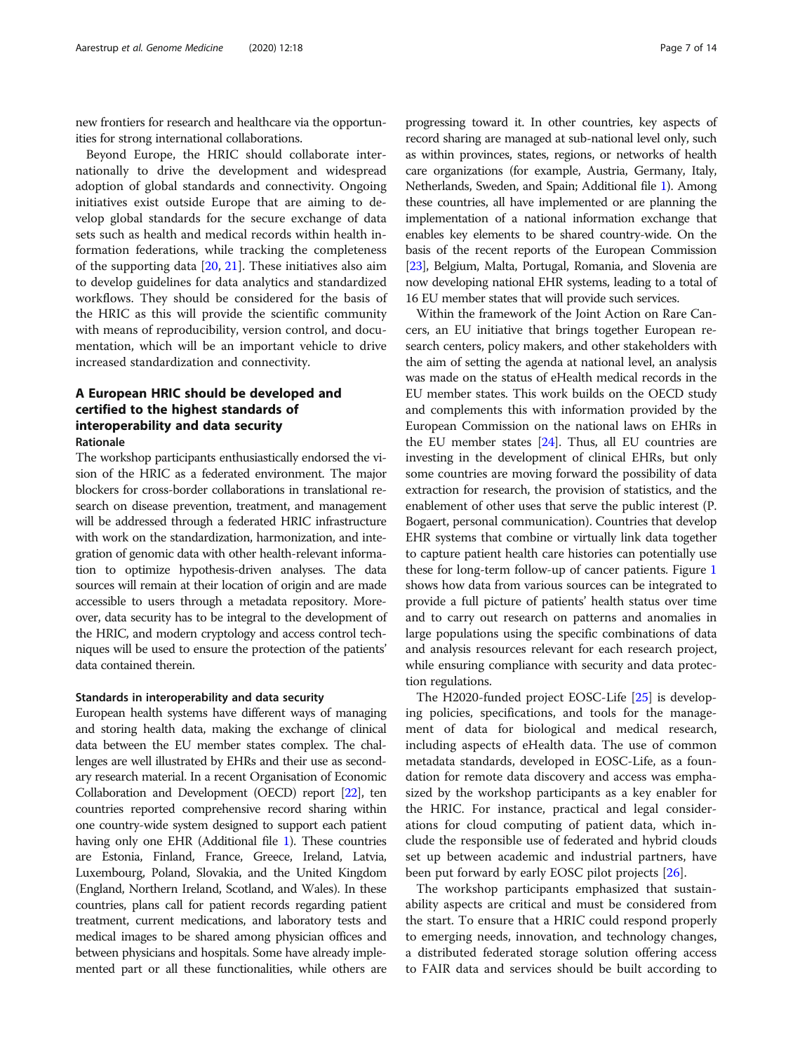new frontiers for research and healthcare via the opportunities for strong international collaborations.

Beyond Europe, the HRIC should collaborate internationally to drive the development and widespread adoption of global standards and connectivity. Ongoing initiatives exist outside Europe that are aiming to develop global standards for the secure exchange of data sets such as health and medical records within health information federations, while tracking the completeness of the supporting data [20, 21]. These initiatives also aim to develop guidelines for data analytics and standardized workflows. They should be considered for the basis of the HRIC as this will provide the scientific community with means of reproducibility, version control, and documentation, which will be an important vehicle to drive increased standardization and connectivity.

## A European HRIC should be developed and certified to the highest standards of interoperability and data security

### Rationale

The workshop participants enthusiastically endorsed the vision of the HRIC as a federated environment. The major blockers for cross-border collaborations in translational research on disease prevention, treatment, and management will be addressed through a federated HRIC infrastructure with work on the standardization, harmonization, and integration of genomic data with other health-relevant information to optimize hypothesis-driven analyses. The data sources will remain at their location of origin and are made accessible to users through a metadata repository. Moreover, data security has to be integral to the development of the HRIC, and modern cryptology and access control techniques will be used to ensure the protection of the patients' data contained therein.

### Standards in interoperability and data security

European health systems have different ways of managing and storing health data, making the exchange of clinical data between the EU member states complex. The challenges are well illustrated by EHRs and their use as secondary research material. In a recent Organisation of Economic Collaboration and Development (OECD) report [22], ten countries reported comprehensive record sharing within one country-wide system designed to support each patient having only one EHR (Additional file 1). These countries are Estonia, Finland, France, Greece, Ireland, Latvia, Luxembourg, Poland, Slovakia, and the United Kingdom (England, Northern Ireland, Scotland, and Wales). In these countries, plans call for patient records regarding patient treatment, current medications, and laboratory tests and medical images to be shared among physician offices and between physicians and hospitals. Some have already implemented part or all these functionalities, while others are progressing toward it. In other countries, key aspects of record sharing are managed at sub-national level only, such as within provinces, states, regions, or networks of health care organizations (for example, Austria, Germany, Italy, Netherlands, Sweden, and Spain; Additional file 1). Among these countries, all have implemented or are planning the implementation of a national information exchange that enables key elements to be shared country-wide. On the basis of the recent reports of the European Commission [23], Belgium, Malta, Portugal, Romania, and Slovenia are now developing national EHR systems, leading to a total of 16 EU member states that will provide such services.

Within the framework of the Joint Action on Rare Cancers, an EU initiative that brings together European research centers, policy makers, and other stakeholders with the aim of setting the agenda at national level, an analysis was made on the status of eHealth medical records in the EU member states. This work builds on the OECD study and complements this with information provided by the European Commission on the national laws on EHRs in the EU member states [24]. Thus, all EU countries are investing in the development of clinical EHRs, but only some countries are moving forward the possibility of data extraction for research, the provision of statistics, and the enablement of other uses that serve the public interest (P. Bogaert, personal communication). Countries that develop EHR systems that combine or virtually link data together to capture patient health care histories can potentially use these for long-term follow-up of cancer patients. Figure 1 shows how data from various sources can be integrated to provide a full picture of patients' health status over time and to carry out research on patterns and anomalies in large populations using the specific combinations of data and analysis resources relevant for each research project, while ensuring compliance with security and data protection regulations.

The H2020-funded project EOSC-Life [25] is developing policies, specifications, and tools for the management of data for biological and medical research, including aspects of eHealth data. The use of common metadata standards, developed in EOSC-Life, as a foundation for remote data discovery and access was emphasized by the workshop participants as a key enabler for the HRIC. For instance, practical and legal considerations for cloud computing of patient data, which include the responsible use of federated and hybrid clouds set up between academic and industrial partners, have been put forward by early EOSC pilot projects [26].

The workshop participants emphasized that sustainability aspects are critical and must be considered from the start. To ensure that a HRIC could respond properly to emerging needs, innovation, and technology changes, a distributed federated storage solution offering access to FAIR data and services should be built according to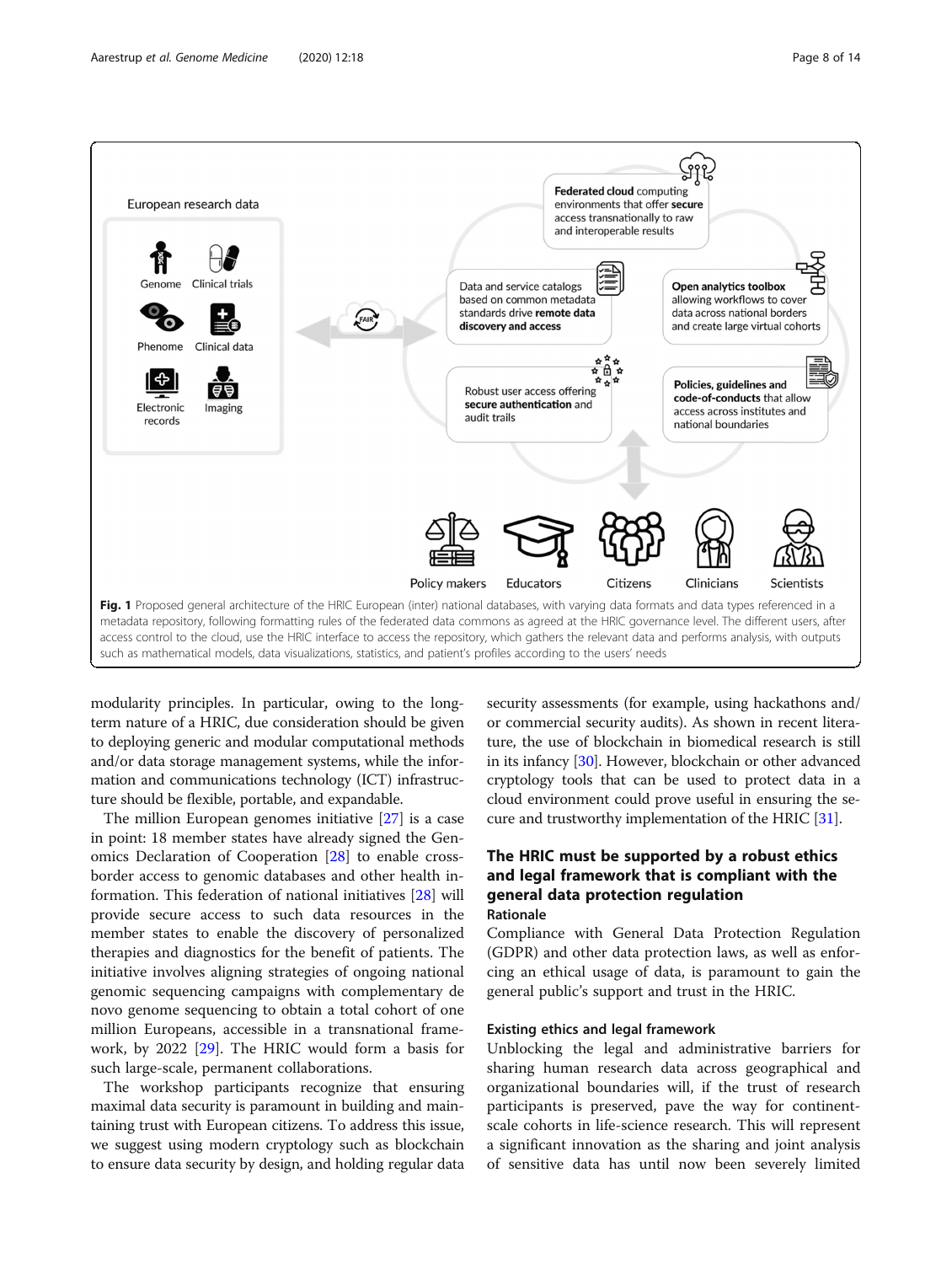**Fig. 1** Proposed general architecture of the HRIC European (inter) national databases, with varying data formats and data types referenced in a metadata repository, following formatting rules of the federated data commons as agreed at the HRIC governance level. The different users, after access control to the cloud, use the HRIC interface to access the repository, which gathers the relevant data and performs analysis, with outputs such as mathematical models, data visualizations, statistics, and patient's profiles according to the users' needs

modularity principles. In particular, owing to the long-term nature of a HRIC, due consideration should be given to deploying generic and modular computational methods and/or data storage management systems, while the information and communications technology (ICT) infrastructure should be flexible, portable, and expandable.

The million European genomes initiative [27] is a case in point: 18 member states have already signed the Genomics Declaration of Cooperation [28] to enable cross-border access to genomic databases and other health information. This federation of national initiatives [28] will provide secure access to such data resources in the member states to enable the discovery of personalized therapies and diagnostics for the benefit of patients. The initiative involves aligning strategies of ongoing national genomic sequencing campaigns with complementary de novo genome sequencing to obtain a total cohort of one million Europeans, accessible in a transnational framework, by 2022 [29]. The HRIC would form a basis for such large-scale, permanent collaborations.

The workshop participants recognize that ensuring maximal data security is paramount in building and maintaining trust with European citizens. To address this issue, we suggest using modern cryptology such as blockchain to ensure data security by design, and holding regular data security assessments (for example, using hackathons and/or commercial security audits). As shown in recent literature, the use of blockchain in biomedical research is still in its infancy [30]. However, blockchain or other advanced cryptography tools that can be used to protect data in a cloud environment could prove useful in ensuring the secure and trustworthy implementation of the HRIC [31].

## The HRIC must be supported by a robust ethics and legal framework that is compliant with the general data protection regulation

### Rationale

Compliance with General Data Protection Regulation (GDPR) and other data protection laws, as well as enforcing an ethical usage of data, is paramount to gain the general public's support and trust in the HRIC.

### Existing ethics and legal framework

Unblocking the legal and administrative barriers for sharing human research data across geographical and organizational boundaries will, if the trust of research participants is preserved, pave the way for continent-scale cohorts in life-science research. This will represent a significant innovation as the sharing and joint analysis of sensitive data has until now been severely limited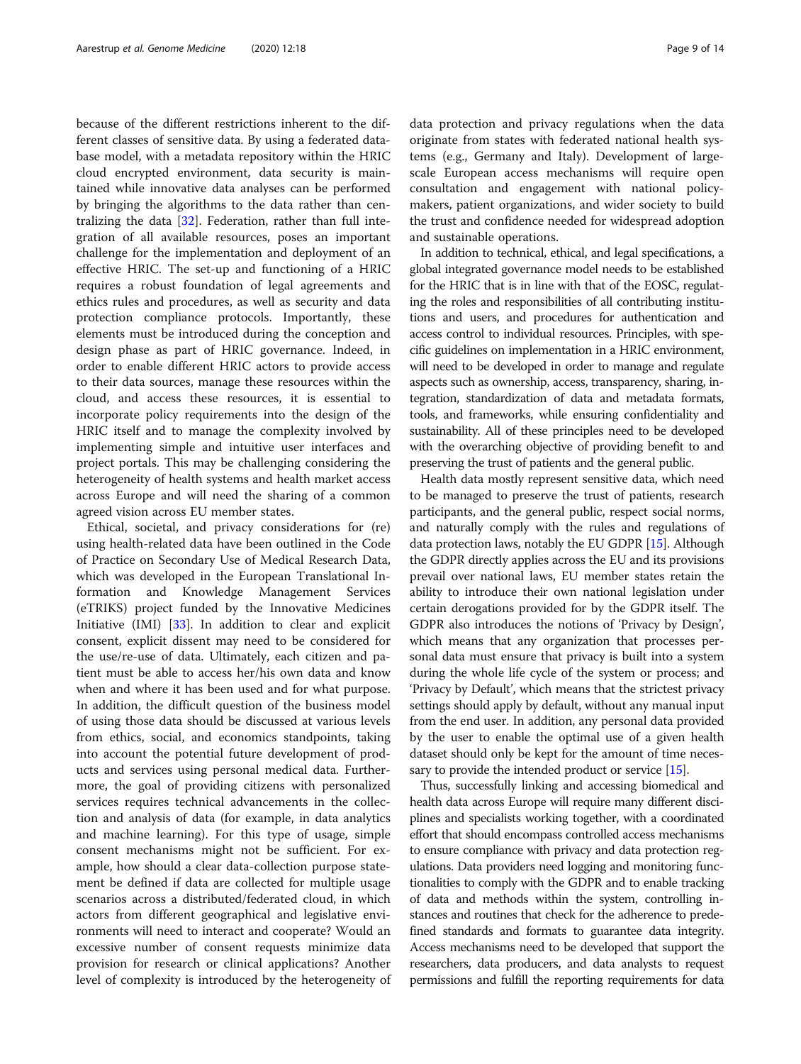because of the different restrictions inherent to the different classes of sensitive data. By using a federated database model, with a metadata repository within the HRIC cloud encrypted environment, data security is maintained while innovative data analyses can be performed by bringing the algorithms to the data rather than centralizing the data [32]. Federation, rather than full integration of all available resources, poses an important challenge for the implementation and deployment of an effective HRIC. The set-up and functioning of a HRIC requires a robust foundation of legal agreements and ethics rules and procedures, as well as security and data protection compliance protocols. Importantly, these elements must be introduced during the conception and design phase as part of HRIC governance. Indeed, in order to enable different HRIC actors to provide access to their data sources, manage these resources within the cloud, and access these resources, it is essential to incorporate policy requirements into the design of the HRIC itself and to manage the complexity involved by implementing simple and intuitive user interfaces and project portals. This may be challenging considering the heterogeneity of health systems and health market access across Europe and will need the sharing of a common agreed vision across EU member states.

Ethical, societal, and privacy considerations for (re) using health-related data have been outlined in the Code of Practice on Secondary Use of Medical Research Data, which was developed in the European Translational Information and Knowledge Management Services (eTRIKS) project funded by the Innovative Medicines Initiative (IMI) [33]. In addition to clear and explicit consent, explicit dissent may need to be considered for the use/re-use of data. Ultimately, each citizen and patient must be able to access her/his own data and know when and where it has been used and for what purpose. In addition, the difficult question of the business model of using those data should be discussed at various levels from ethics, social, and economics standpoints, taking into account the potential future development of products and services using personal medical data. Furthermore, the goal of providing citizens with personalized services requires technical advancements in the collection and analysis of data (for example, in data analytics and machine learning). For this type of usage, simple consent mechanisms might not be sufficient. For example, how should a clear data-collection purpose statement be defined if data are collected for multiple usage scenarios across a distributed/federated cloud, in which actors from different geographical and legislative environments will need to interact and cooperate? Would an excessive number of consent requests minimize data provision for research or clinical applications? Another level of complexity is introduced by the heterogeneity of data protection and privacy regulations when the data originate from states with federated national health systems (e.g., Germany and Italy). Development of large-scale European access mechanisms will require open consultation and engagement with national policymakers, patient organizations, and wider society to build the trust and confidence needed for widespread adoption and sustainable operations.

In addition to technical, ethical, and legal specifications, a global integrated governance model needs to be established for the HRIC that is in line with that of the EOSC, regulating the roles and responsibilities of all contributing institutions and users, and procedures for authentication and access control to individual resources. Principles, with specific guidelines on implementation in a HRIC environment, will need to be developed in order to manage and regulate aspects such as ownership, access, transparency, sharing, integration, standardization of data and metadata formats, tools, and frameworks, while ensuring confidentiality and sustainability. All of these principles need to be developed with the overarching objective of providing benefit to and preserving the trust of patients and the general public.

Health data mostly represent sensitive data, which need to be managed to preserve the trust of patients, research participants, and the general public, respect social norms, and naturally comply with the rules and regulations of data protection laws, notably the EU GDPR [15]. Although the GDPR directly applies across the EU and its provisions prevail over national laws, EU member states retain the ability to introduce their own national legislation under certain derogations provided for by the GDPR itself. The GDPR also introduces the notions of 'Privacy by Design', which means that any organization that processes personal data must ensure that privacy is built into a system during the whole life cycle of the system or process; and 'Privacy by Default', which means that the strictest privacy settings should apply by default, without any manual input from the end user. In addition, any personal data provided by the user to enable the optimal use of a given health dataset should only be kept for the amount of time necessary to provide the intended product or service [15].

Thus, successfully linking and accessing biomedical and health data across Europe will require many different disciplines and specialists working together, with a coordinated effort that should encompass controlled access mechanisms to ensure compliance with privacy and data protection regulations. Data providers need logging and monitoring functionalities to comply with the GDPR and to enable tracking of data and methods within the system, controlling instances and routines that check for the adherence to predefined standards and formats to guarantee data integrity. Access mechanisms need to be developed that support the researchers, data producers, and data analysts to request permissions and fulfill the reporting requirements for data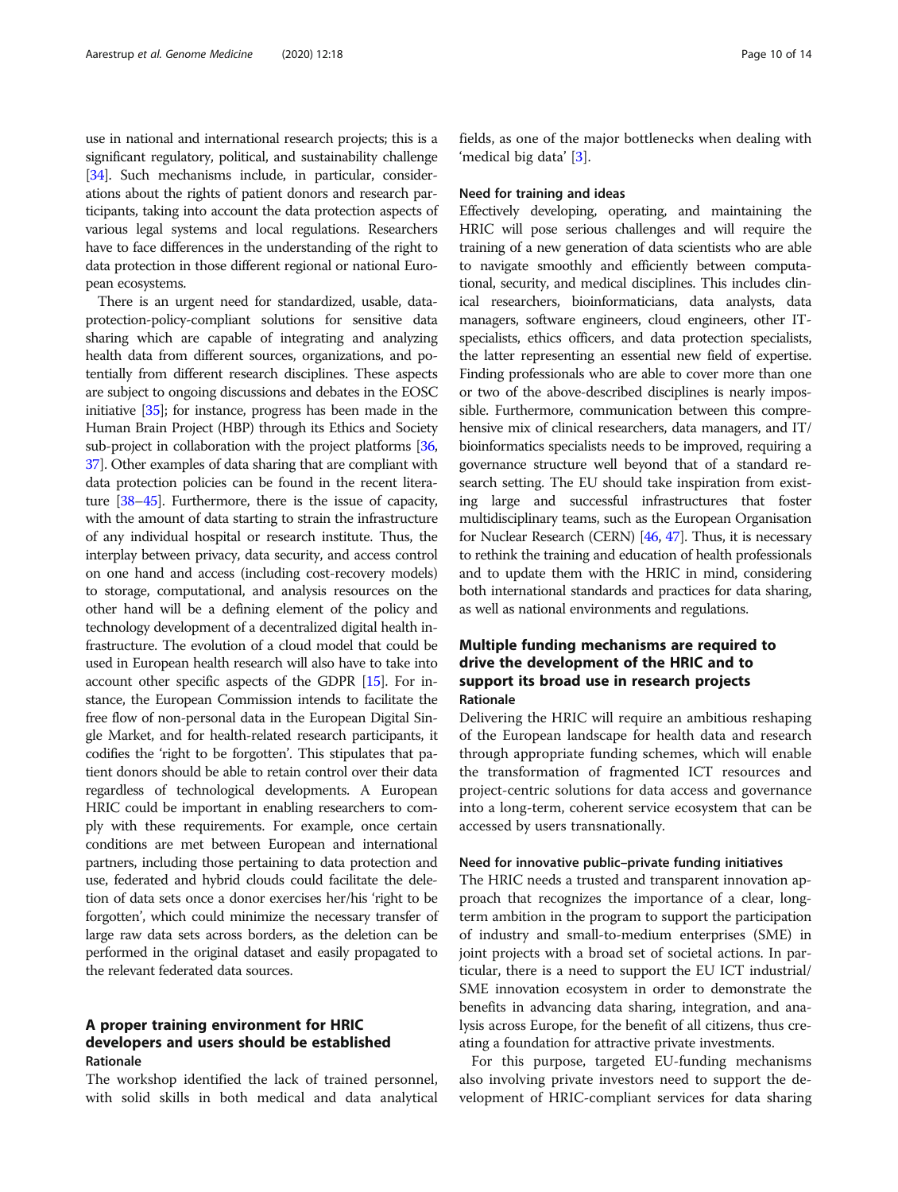use in national and international research projects; this is a significant regulatory, political, and sustainability challenge [34]. Such mechanisms include, in particular, considerations about the rights of patient donors and research participants, taking into account the data protection aspects of various legal systems and local regulations. Researchers have to face differences in the understanding of the right to data protection in those different regional or national European ecosystems.

There is an urgent need for standardized, usable, data-protection-policy-compliant solutions for sensitive data sharing which are capable of integrating and analyzing health data from different sources, organizations, and potentially from different research disciplines. These aspects are subject to ongoing discussions and debates in the EOSC initiative [35]; for instance, progress has been made in the Human Brain Project (HBP) through its Ethics and Society sub-project in collaboration with the project platforms [36, 37]. Other examples of data sharing that are compliant with data protection policies can be found in the recent literature [38–45]. Furthermore, there is the issue of capacity, with the amount of data starting to strain the infrastructure of any individual hospital or research institute. Thus, the interplay between privacy, data security, and access control on one hand and access (including cost-recovery models) to storage, computational, and analysis resources on the other hand will be a defining element of the policy and technology development of a decentralized digital health infrastructure. The evolution of a cloud model that could be used in European health research will also have to take into account other specific aspects of the GDPR [15]. For instance, the European Commission intends to facilitate the free flow of non-personal data in the European Digital Single Market, and for health-related research participants, it codifies the 'right to be forgotten'. This stipulates that patient donors should be able to retain control over their data regardless of technological developments. A European HRIC could be important in enabling researchers to comply with these requirements. For example, once certain conditions are met between European and international partners, including those pertaining to data protection and use, federated and hybrid clouds could facilitate the deletion of data sets once a donor exercises her/his 'right to be forgotten', which could minimize the necessary transfer of large raw data sets across borders, as the deletion can be performed in the original dataset and easily propagated to the relevant federated data sources.

## A proper training environment for HRIC developers and users should be established

### Rationale

The workshop identified the lack of trained personnel, with solid skills in both medical and data analytical fields, as one of the major bottlenecks when dealing with 'medical big data' [3].

### Need for training and ideas

Effectively developing, operating, and maintaining the HRIC will pose serious challenges and will require the training of a new generation of data scientists who are able to navigate smoothly and efficiently between computational, security, and medical disciplines. This includes clinical researchers, bioinformaticians, data analysts, data managers, software engineers, cloud engineers, other IT-specialists, ethics officers, and data protection specialists, the latter representing an essential new field of expertise. Finding professionals who are able to cover more than one or two of the above-described disciplines is nearly impossible. Furthermore, communication between this comprehensive mix of clinical researchers, data managers, and IT/bioinformatics specialists needs to be improved, requiring a governance structure well beyond that of a standard research setting. The EU should take inspiration from existing large and successful infrastructures that foster multidisciplinary teams, such as the European Organisation for Nuclear Research (CERN) [46, 47]. Thus, it is necessary to rethink the training and education of health professionals and to update them with the HRIC in mind, considering both international standards and practices for data sharing, as well as national environments and regulations.

## Multiple funding mechanisms are required to drive the development of the HRIC and to support its broad use in research projects

### Rationale

Delivering the HRIC will require an ambitious reshaping of the European landscape for health data and research through appropriate funding schemes, which will enable the transformation of fragmented ICT resources and project-centric solutions for data access and governance into a long-term, coherent service ecosystem that can be accessed by users transnationally.

### Need for innovative public–private funding initiatives

The HRIC needs a trusted and transparent innovation approach that recognizes the importance of a clear, long-term ambition in the program to support the participation of industry and small-to-medium enterprises (SME) in joint projects with a broad set of societal actions. In particular, there is a need to support the EU ICT industrial/SME innovation ecosystem in order to demonstrate the benefits in advancing data sharing, integration, and analysis across Europe, for the benefit of all citizens, thus creating a foundation for attractive private investments.

For this purpose, targeted EU-funding mechanisms also involving private investors need to support the development of HRIC-compliant services for data sharing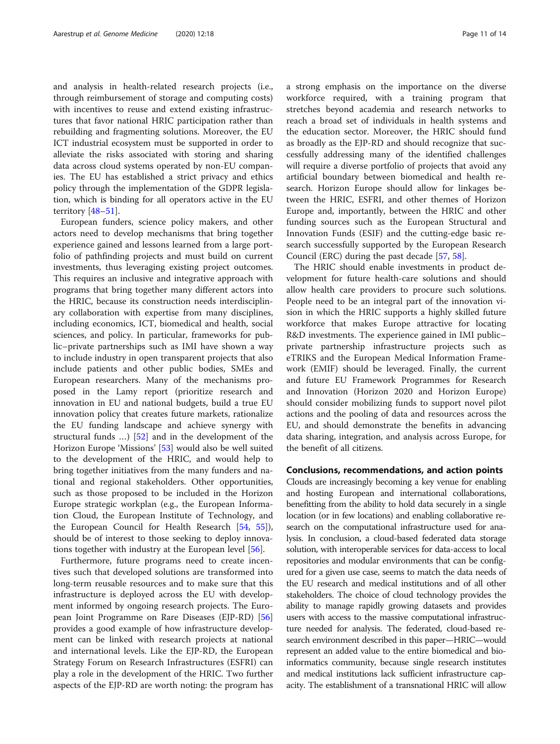and analysis in health-related research projects (i.e., through reimbursement of storage and computing costs) with incentives to reuse and extend existing infrastructures that favor national HRIC participation rather than rebuilding and fragmenting solutions. Moreover, the EU ICT industrial ecosystem must be supported in order to alleviate the risks associated with storing and sharing data across cloud systems operated by non-EU companies. The EU has established a strict privacy and ethics policy through the implementation of the GDPR legislation, which is binding for all operators active in the EU territory [48–51].

European funders, science policy makers, and other actors need to develop mechanisms that bring together experience gained and lessons learned from a large portfolio of pathfinding projects and must build on current investments, thus leveraging existing project outcomes. This requires an inclusive and integrative approach with programs that bring together many different actors into the HRIC, because its construction needs interdisciplinary collaboration with expertise from many disciplines, including economics, ICT, biomedical and health, social sciences, and policy. In particular, frameworks for public–private partnerships such as IMI have shown a way to include industry in open transparent projects that also include patients and other public bodies, SMEs and European researchers. Many of the mechanisms proposed in the Lamy report (prioritize research and innovation in EU and national budgets, build a true EU innovation policy that creates future markets, rationalize the EU funding landscape and achieve synergy with structural funds …) [52] and in the development of the Horizon Europe 'Missions' [53] would also be well suited to the development of the HRIC, and would help to bring together initiatives from the many funders and national and regional stakeholders. Other opportunities, such as those proposed to be included in the Horizon Europe strategic workplan (e.g., the European Information Cloud, the European Institute of Technology, and the European Council for Health Research [54, 55]), should be of interest to those seeking to deploy innovations together with industry at the European level [56].

Furthermore, future programs need to create incentives such that developed solutions are transformed into long-term reusable resources and to make sure that this infrastructure is deployed across the EU with development informed by ongoing research projects. The European Joint Programme on Rare Diseases (EJP-RD) [56] provides a good example of how infrastructure development can be linked with research projects at national and international levels. Like the EJP-RD, the European Strategy Forum on Research Infrastructures (ESFRI) can play a role in the development of the HRIC. Two further aspects of the EJP-RD are worth noting: the program has a strong emphasis on the importance on the diverse workforce required, with a training program that stretches beyond academia and research networks to reach a broad set of individuals in health systems and the education sector. Moreover, the HRIC should fund as broadly as the EJP-RD and should recognize that successfully addressing many of the identified challenges will require a diverse portfolio of projects that avoid any artificial boundary between biomedical and health research. Horizon Europe should allow for linkages between the HRIC, ESFRI, and other themes of Horizon Europe and, importantly, between the HRIC and other funding sources such as the European Structural and Innovation Funds (ESIF) and the cutting-edge basic research successfully supported by the European Research Council (ERC) during the past decade [57, 58].

The HRIC should enable investments in product development for future health-care solutions and should allow health care providers to procure such solutions. People need to be an integral part of the innovation vision in which the HRIC supports a highly skilled future workforce that makes Europe attractive for locating R&D investments. The experience gained in IMI public–private partnership infrastructure projects such as eTRIKS and the European Medical Information Framework (EMIF) should be leveraged. Finally, the current and future EU Framework Programmes for Research and Innovation (Horizon 2020 and Horizon Europe) should consider mobilizing funds to support novel pilot actions and the pooling of data and resources across the EU, and should demonstrate the benefits in advancing data sharing, integration, and analysis across Europe, for the benefit of all citizens.

## Conclusions, recommendations, and action points

Clouds are increasingly becoming a key venue for enabling and hosting European and international collaborations, benefitting from the ability to hold data securely in a single location (or in few locations) and enabling collaborative research on the computational infrastructure used for analysis. In conclusion, a cloud-based federated data storage solution, with interoperable services for data-access to local repositories and modular environments that can be configured for a given use case, seems to match the data needs of the EU research and medical institutions and of all other stakeholders. The choice of cloud technology provides the ability to manage rapidly growing datasets and provides users with access to the massive computational infrastructure needed for analysis. The federated, cloud-based research environment described in this paper—HRIC—would represent an added value to the entire biomedical and bioinformatics community, because single research institutes and medical institutions lack sufficient infrastructure capacity. The establishment of a transnational HRIC will allow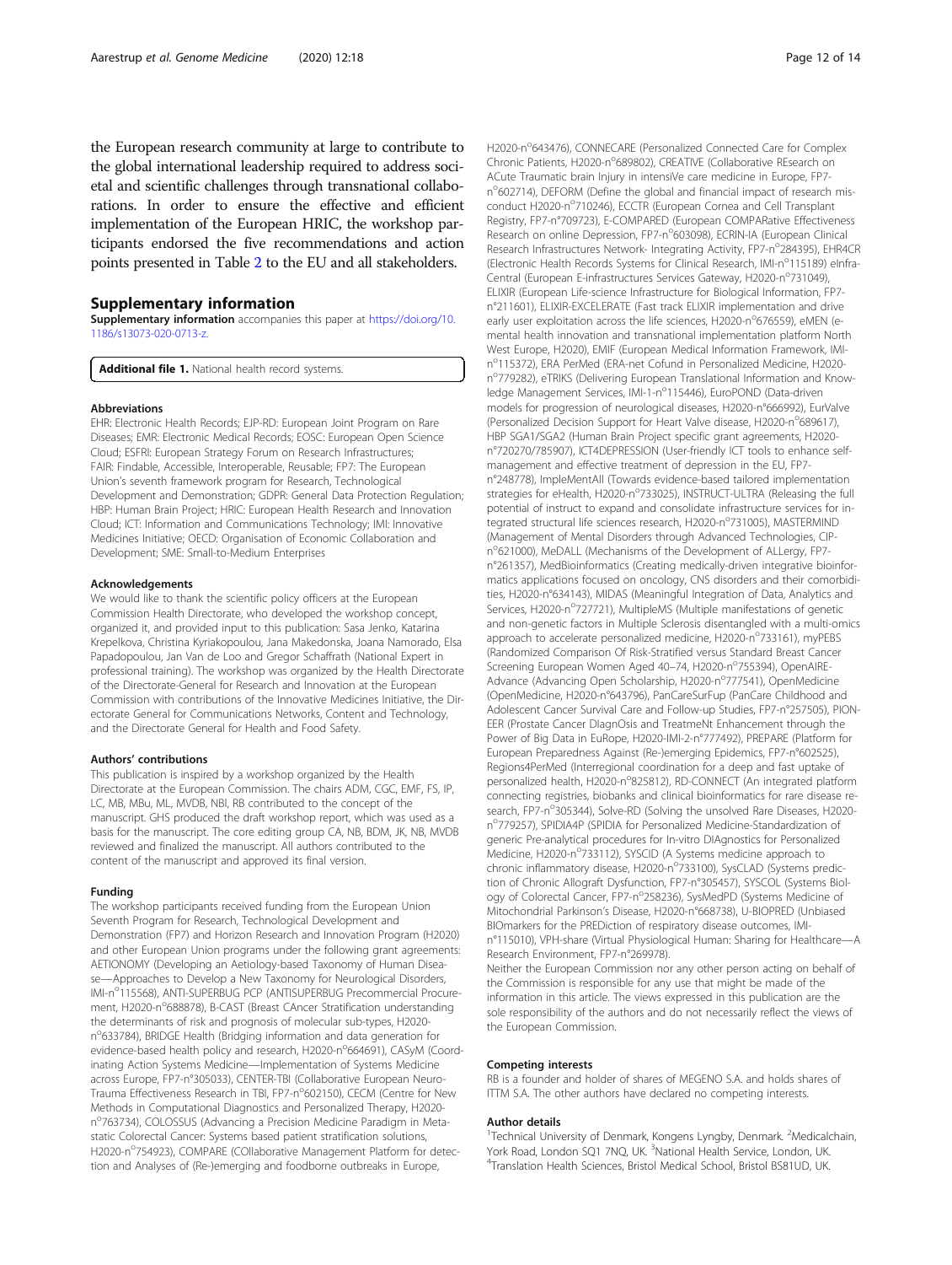the European research community at large to contribute to the global international leadership required to address societal and scientific challenges through transnational collaborations. In order to ensure the effective and efficient implementation of the European HRIC, the workshop participants endorsed the five recommendations and action points presented in Table 2 to the EU and all stakeholders.

## Supplementary information

**Supplementary information** accompanies this paper at https://doi.org/10.1186/s13073-020-0713-z.

**Additional file 1.** National health record systems.

#### Abbreviations

EHR: Electronic Health Records; EJP-RD: European Joint Program on Rare Diseases; EMR: Electronic Medical Records; EOSC: European Open Science Cloud; ESFRI: European Strategy Forum on Research Infrastructures; FAIR: Findable, Accessible, Interoperable, Reusable; FP7: The European Union's seventh framework program for Research, Technological Development and Demonstration; GDPR: General Data Protection Regulation; HBP: Human Brain Project; HRIC: European Health Research and Innovation Cloud; ICT: Information and Communications Technology; IMI: Innovative Medicines Initiative; OECD: Organisation of Economic Collaboration and Development; SME: Small-to-Medium Enterprises

#### Acknowledgements

We would like to thank the scientific policy officers at the European Commission Health Directorate, who developed the workshop concept, organized it, and provided input to this publication: Sasa Jenko, Katarina Krepelkova, Christina Kyriakopoulou, Jana Makedonska, Joana Namorado, Elsa Papadopoulou, Jan Van de Loo and Gregor Schaffrath (National Expert in professional training). The workshop was organized by the Health Directorate of the Directorate-General for Research and Innovation at the European Commission with contributions of the Innovative Medicines Initiative, the Directorate General for Communications Networks, Content and Technology, and the Directorate General for Health and Food Safety.

#### Authors' contributions

This publication is inspired by a workshop organized by the Health Directorate at the European Commission. The chairs ADM, CGC, EMF, FS, IP, LC, MB, MBu, ML, MVDB, NBl, RB contributed to the concept of the manuscript. GHS produced the draft workshop report, which was used as a basis for the manuscript. The core editing group CA, NB, BDM, JK, NB, MVDB reviewed and finalized the manuscript. All authors contributed to the content of the manuscript and approved its final version.

#### Funding

The workshop participants received funding from the European Union Seventh Program for Research, Technological Development and Demonstration (FP7) and Horizon Research and Innovation Program (H2020) and other European Union programs under the following grant agreements: AETIONOMY (Developing an Aetiology-based Taxonomy of Human Disease—Approaches to Develop a New Taxonomy for Neurological Disorders, IMI-n°115568), ANTI-SUPERBUG PCP (ANTISUPERBUG Precommercial Procurement, H2020-n°688878), B-CAST (Breast CAncer Stratification understanding the determinants of risk and prognosis of molecular sub-types, H2020-n°633784), BRIDGE Health (Bridging information and data generation for evidence-based health policy and research, H2020-n°664691), CASyM (Coordinating Action Systems Medicine—Implementation of Systems Medicine across Europe, FP7-n°305033), CENTER-TBI (Collaborative European NeuroTrauma Effectiveness Research in TBI, FP7-n°602150), CECM (Centre for New Methods in Computational Diagnostics and Personalized Therapy, H2020-n°763734), COLOSSUS (Advancing a Precision Medicine Paradigm in Metastatic Colorectal Cancer: Systems based patient stratification solutions, H2020-n°754923), COMPARE (COllaborative Management Platform for detection and Analyses of (Re-)emerging and foodborne outbreaks in Europe, H2020-n°643476), CONNECARE (Personalized Connected Care for Complex Chronic Patients, H2020-n°689802), CREATIVE (Collaborative REsearch on ACute Traumatic brain Injury in intensiVe care medicine in Europe, FP7-n°602714), DEFORM (Define the global and financial impact of research misconduct H2020-n°710246), ECCTR (European Cornea and Cell Transplant Registry, FP7-n°709723), E-COMPARED (European COMPARative Effectiveness Research on online Depression, FP7-n°603098), ECRIN-IA (European Clinical Research Infrastructures Network- Integrating Activity, FP7-n°284395), EHR4CR (Electronic Health Records Systems for Clinical Research, IMI-n°115189) eInfra-Central (European E-infrastructures Services Gateway, H2020-n°731049), ELIXIR (European Life-science Infrastructure for Biological Information, FP7-n°211601), ELIXIR-EXCELERATE (Fast track ELIXIR implementation and drive early user exploitation across the life sciences, H2020-n°676559), eMEN (e-mental health innovation and transnational implementation platform North West Europe, H2020), EMIF (European Medical Information Framework, IMI-n°115372), ERA PerMed (ERA-net Cofund in Personalized Medicine, H2020-n°779282), eTRIKS (Delivering European Translational Information and Knowledge Management Services, IMI-1-n°115446), EuroPOND (Data-driven models for progression of neurological diseases, H2020-n°666992), EurValve (Personalized Decision Support for Heart Valve disease, H2020-n°689617), HBP SGA1/SGA2 (Human Brain Project specific grant agreements, H2020-n°720270/785907), ICT4DEPRESSION (User-friendly ICT tools to enhance self-management and effective treatment of depression in the EU, FP7-n°248778), ImpleMentAll (Towards evidence-based tailored implementation strategies for eHealth, H2020-n°733025), INSTRUCT-ULTRA (Releasing the full potential of instruct to expand and consolidate infrastructure services for integrated structural life sciences research, H2020-n°731005), MASTERMIND (Management of Mental Disorders through Advanced Technologies, CIP-n°621000), MeDALL (Mechanisms of the Development of ALLergy, FP7-n°261357), MedBioinformatics (Creating medically-driven integrative bioinformatics applications focused on oncology, CNS disorders and their comorbidities, H2020-n°634143), MIDAS (Meaningful Integration of Data, Analytics and Services, H2020-n°727721), MultipleMS (Multiple manifestations of genetic and non-genetic factors in Multiple Sclerosis disentangled with a multi-omics approach to accelerate personalized medicine, H2020-n°733161), myPEBS (Randomized Comparison Of Risk-Stratified versus Standard Breast Cancer Screening European Women Aged 40–74, H2020-n°755394), OpenAIRE-Advance (Advancing Open Scholarship, H2020-n°777541), OpenMedicine (OpenMedicine, H2020-n°643796), PanCareSurFup (PanCare Childhood and Adolescent Cancer Survival Care and Follow-up Studies, FP7-n°257505), PIONEER (Prostate Cancer DIagnOsis and TreatmeNt Enhancement through the Power of Big Data in EuRope, H2020-IMI-2-n°777492), PREPARE (Platform for European Preparedness Against (Re-)emerging Epidemics, FP7-n°602525), Regions4PerMed (Interregional coordination for a deep and fast uptake of personalized health, H2020-n°825812), RD-CONNECT (An integrated platform connecting registries, biobanks and clinical bioinformatics for rare disease research, FP7-n°305344), Solve-RD (Solving the unsolved Rare Diseases, H2020-n°779257), SPIDIA4P (SPIDIA for Personalized Medicine-Standardization of generic Pre-analytical procedures for In-vitro DIAgnostics for Personalized Medicine, H2020-n°733112), SYSCID (A Systems medicine approach to chronic inflammatory disease, H2020-n°733100), SysCLAD (Systems prediction of Chronic Allograft Dysfunction, FP7-n°305457), SYSCOL (Systems Biology of Colorectal Cancer, FP7-n°258236), SysMedPD (Systems Medicine of Mitochondrial Parkinson's Disease, H2020-n°668738), U-BIOPRED (Unbiased BIOmarkers for the PREDiction of respiratory disease outcomes, IMI-n°115010), VPH-share (Virtual Physiological Human: Sharing for Healthcare—A Research Environment, FP7-n°269978).

Neither the European Commission nor any other person acting on behalf of the Commission is responsible for any use that might be made of the information in this article. The views expressed in this publication are the sole responsibility of the authors and do not necessarily reflect the views of the European Commission.

#### Competing interests

RB is a founder and holder of shares of MEGENO S.A. and holds shares of ITTM S.A. The other authors have declared no competing interests.

#### Author details

[1]Technical University of Denmark, Kongens Lyngby, Denmark. [2]Medicalchain, York Road, London SQ1 7NQ, UK. [3]National Health Service, London, UK. [4]Translation Health Sciences, Bristol Medical School, Bristol BS81UD, UK.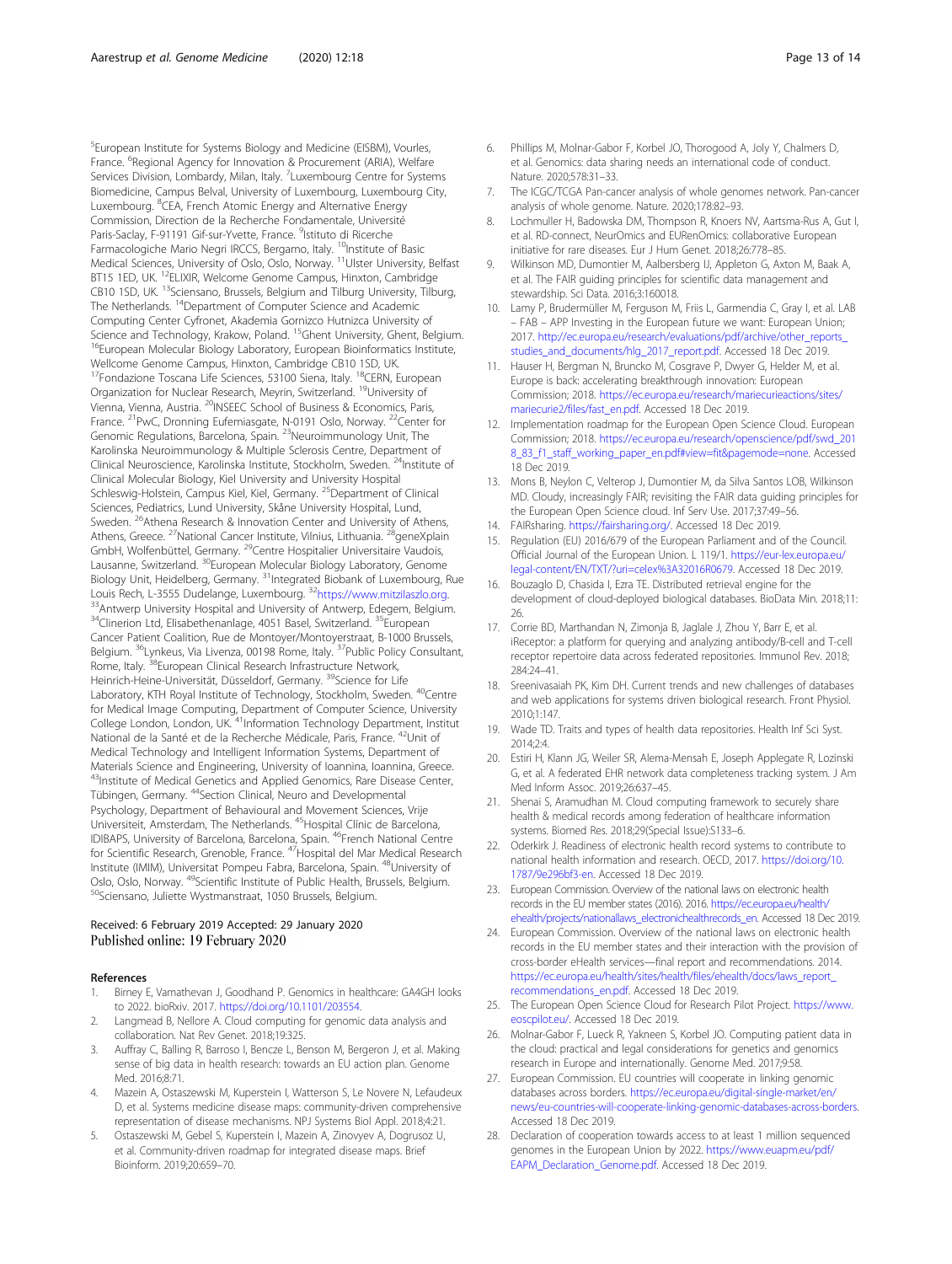[5]European Institute for Systems Biology and Medicine (EISBM), Vourles, France. [6]Regional Agency for Innovation & Procurement (ARIA), Welfare Services Division, Lombardy, Milan, Italy. [7]Luxembourg Centre for Systems Biomedicine, Campus Belval, University of Luxembourg, Luxembourg City, Luxembourg. [8]CEA, French Atomic Energy and Alternative Energy Commission, Direction de la Recherche Fondamentale, Université Paris-Saclay, F-91191 Gif-sur-Yvette, France. [9]Istituto di Ricerche Farmacologiche Mario Negri IRCCS, Bergamo, Italy. [10]Institute of Basic Medical Sciences, University of Oslo, Oslo, Norway. [11]Ulster University, Belfast BT15 1ED, UK. [12]ELIXIR, Welcome Genome Campus, Hinxton, Cambridge CB10 1SD, UK. [13]Sciensano, Brussels, Belgium and Tilburg University, Tilburg, The Netherlands. [14]Department of Computer Science and Academic Computing Center Cyfronet, Akademia Gornizco Hutnizca University of Science and Technology, Krakow, Poland. [15]Ghent University, Ghent, Belgium. [16]European Molecular Biology Laboratory, European Bioinformatics Institute, Wellcome Genome Campus, Hinxton, Cambridge CB10 1SD, UK. [17]Fondazione Toscana Life Sciences, 53100 Siena, Italy. [18]CERN, European Organization for Nuclear Research, Meyrin, Switzerland. [19]University of Vienna, Vienna, Austria. [20]INSEEC School of Business & Economics, Paris, France. [21]PwC, Dronning Eufemiasgate, N-0191 Oslo, Norway. [22]Center for Genomic Regulations, Barcelona, Spain. [23]Neuroimmunology Unit, The Karolinska Neuroimmunology & Multiple Sclerosis Centre, Department of Clinical Neuroscience, Karolinska Institute, Stockholm, Sweden. [24]Institute of Clinical Molecular Biology, Kiel University and University Hospital Schleswig-Holstein, Campus Kiel, Kiel, Germany. [25]Department of Clinical Sciences, Pediatrics, Lund University, Skåne University Hospital, Lund, Sweden. [26]Athena Research & Innovation Center and University of Athens, Athens, Greece. [27]National Cancer Institute, Vilnius, Lithuania. [28]geneXplain GmbH, Wolfenbüttel, Germany. [29]Centre Hospitalier Universitaire Vaudois, Lausanne, Switzerland. [30]European Molecular Biology Laboratory, Genome Biology Unit, Heidelberg, Germany. [31]Integrated Biobank of Luxembourg, Rue Louis Rech, L-3555 Dudelange, Luxembourg. [32]https://www.mitzilaszlo.org. [33]Antwerp University Hospital and University of Antwerp, Edegem, Belgium. [34]Clinerion Ltd, Elisabethenanlage, 4051 Basel, Switzerland. [35]European Cancer Patient Coalition, Rue de Montoyer/Montoyerstraat, B-1000 Brussels, Belgium. [36]Lynkeus, Via Livenza, 00198 Rome, Italy. [37]Public Policy Consultant, Rome, Italy. [38]European Clinical Research Infrastructure Network, Heinrich-Heine-Universität, Düsseldorf, Germany. [39]Science for Life Laboratory, KTH Royal Institute of Technology, Stockholm, Sweden. [40]Centre for Medical Image Computing, Department of Computer Science, University College London, London, UK. [41]Information Technology Department, Institut National de la Santé et de la Recherche Médicale, Paris, France. [42]Unit of Medical Technology and Intelligent Information Systems, Department of Materials Science and Engineering, University of Ioannina, Ioannina, Greece. [43]Institute of Medical Genetics and Applied Genomics, Rare Disease Center, Tübingen, Germany. [44]Section Clinical, Neuro and Developmental Psychology, Department of Behavioural and Movement Sciences, Vrije Universiteit, Amsterdam, The Netherlands. [45]Hospital Clínic de Barcelona, IDIBAPS, University of Barcelona, Barcelona, Spain. [46]French National Centre for Scientific Research, Grenoble, France. [47]Hospital del Mar Medical Research Institute (IMIM), Universitat Pompeu Fabra, Barcelona, Spain. [48]University of Oslo, Oslo, Norway. [49]Scientific Institute of Public Health, Brussels, Belgium. [50]Sciensano, Juliette Wystmanstraat, 1050 Brussels, Belgium.

Received: 6 February 2019 Accepted: 29 January 2020
Published online: 19 February 2020

## References

1. Birney E, Vamathevan J, Goodhand P. Genomics in healthcare: GA4GH looks to 2022. bioRxiv. 2017. https://doi.org/10.1101/203554.
2. Langmead B, Nellore A. Cloud computing for genomic data analysis and collaboration. Nat Rev Genet. 2018;19:325.
3. Auffray C, Balling R, Barroso I, Bencze L, Benson M, Bergeron J, et al. Making sense of big data in health research: towards an EU action plan. Genome Med. 2016;8:71.
4. Mazein A, Ostaszewski M, Kuperstein I, Watterson S, Le Novere N, Lefaudeux D, et al. Systems medicine disease maps: community-driven comprehensive representation of disease mechanisms. NPJ Systems Biol Appl. 2018;4:21.
5. Ostaszewski M, Gebel S, Kuperstein I, Mazein A, Zinovyev A, Dogrusoz U, et al. Community-driven roadmap for integrated disease maps. Brief Bioinform. 2019;20:659–70.
6. Phillips M, Molnar-Gabor F, Korbel JO, Thorogood A, Joly Y, Chalmers D, et al. Genomics: data sharing needs an international code of conduct. Nature. 2020;578:31–33.
7. The ICGC/TCGA Pan-cancer analysis of whole genomes network. Pan-cancer analysis of whole genome. Nature. 2020;178:82–93.
8. Lochmuller H, Badowska DM, Thompson R, Knoers NV, Aartsma-Rus A, Gut I, et al. RD-connect, NeurOmics and EURenOmics: collaborative European initiative for rare diseases. Eur J Hum Genet. 2018;26:778–85.
9. Wilkinson MD, Dumontier M, Aalbersberg IJ, Appleton G, Axton M, Baak A, et al. The FAIR guiding principles for scientific data management and stewardship. Sci Data. 2016;3:160018.
10. Lamy P, Brudermüller M, Ferguson M, Friis L, Garmendia C, Gray I, et al. LAB – FAB – APP Investing in the European future we want: European Union; 2017. http://ec.europa.eu/research/evaluations/pdf/archive/other_reports_studies_and_documents/hlg_2017_report.pdf. Accessed 18 Dec 2019.
11. Hauser H, Bergman N, Bruncko M, Cosgrave P, Dwyer G, Helder M, et al. Europe is back: accelerating breakthrough innovation: European Commission; 2018. https://ec.europa.eu/research/mariecurieactions/sites/mariecurie2/files/fast_en.pdf. Accessed 18 Dec 2019.
12. Implementation roadmap for the European Open Science Cloud. European Commission; 2018. https://ec.europa.eu/research/openscience/pdf/swd_2018_83_f1_staff_working_paper_en.pdf#view=fit&pagemode=none. Accessed 18 Dec 2019.
13. Mons B, Neylon C, Velterop J, Dumontier M, da Silva Santos LOB, Wilkinson MD. Cloudy, increasingly FAIR; revisiting the FAIR data guiding principles for the European Open Science cloud. Inf Serv Use. 2017;37:49–56.
14. FAIRsharing. https://fairsharing.org/. Accessed 18 Dec 2019.
15. Regulation (EU) 2016/679 of the European Parliament and of the Council. Official Journal of the European Union. L 119/1. https://eur-lex.europa.eu/legal-content/EN/TXT/?uri=celex%3A32016R0679. Accessed 18 Dec 2019.
16. Bouzaglo D, Chasida I, Ezra TE. Distributed retrieval engine for the development of cloud-deployed biological databases. BioData Min. 2018;11:26.
17. Corrie BD, Marthandan N, Zimonja B, Jaglale J, Zhou Y, Barr E, et al. iReceptor: a platform for querying and analyzing antibody/B-cell and T-cell receptor repertoire data across federated repositories. Immunol Rev. 2018;284:24–41.
18. Sreenivasaiah PK, Kim DH. Current trends and new challenges of databases and web applications for systems driven biological research. Front Physiol. 2010;1:147.
19. Wade TD. Traits and types of health data repositories. Health Inf Sci Syst. 2014;2:4.
20. Estiri H, Klann JG, Weiler SR, Alema-Mensah E, Joseph Applegate R, Lozinski G, et al. A federated EHR network data completeness tracking system. J Am Med Inform Assoc. 2019;26:637–45.
21. Shenai S, Aramudhan M. Cloud computing framework to securely share health & medical records among federation of healthcare information systems. Biomed Res. 2018;29(Special Issue):S133–6.
22. Oderkirk J. Readiness of electronic health record systems to contribute to national health information and research. OECD, 2017. https://doi.org/10.1787/9e296bf3-en. Accessed 18 Dec 2019.
23. European Commission. Overview of the national laws on electronic health records in the EU member states (2016). 2016. https://ec.europa.eu/health/ehealth/projects/nationallaws_electronichealthrecords_en. Accessed 18 Dec 2019.
24. European Commission. Overview of the national laws on electronic health records in the EU member states and their interaction with the provision of cross-border eHealth services—final report and recommendations. 2014. https://ec.europa.eu/health/sites/health/files/ehealth/docs/laws_report_recommendations_en.pdf. Accessed 18 Dec 2019.
25. The European Open Science Cloud for Research Pilot Project. https://www.eoscpilot.eu/. Accessed 18 Dec 2019.
26. Molnar-Gabor F, Lueck R, Yakneen S, Korbel JO. Computing patient data in the cloud: practical and legal considerations for genetics and genomics research in Europe and internationally. Genome Med. 2017;9:58.
27. European Commission. EU countries will cooperate in linking genomic databases across borders. https://ec.europa.eu/digital-single-market/en/news/eu-countries-will-cooperate-linking-genomic-databases-across-borders. Accessed 18 Dec 2019.
28. Declaration of cooperation towards access to at least 1 million sequenced genomes in the European Union by 2022. https://www.euapm.eu/pdf/EAPM_Declaration_Genome.pdf. Accessed 18 Dec 2019.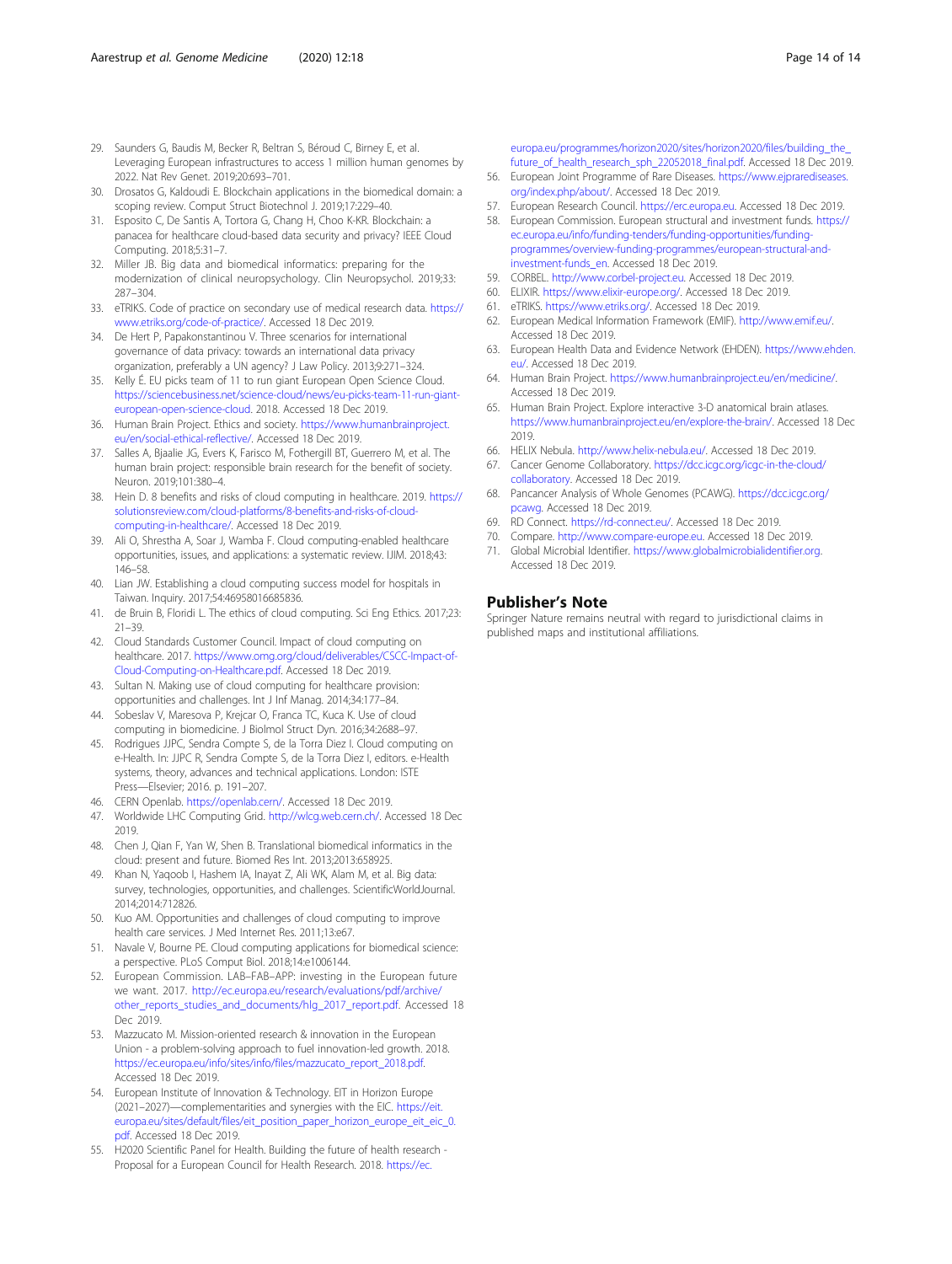29. Saunders G, Baudis M, Becker R, Beltran S, Béroud C, Birney E, et al. Leveraging European infrastructures to access 1 million human genomes by 2022. Nat Rev Genet. 2019;20:693–701.
30. Drosatos G, Kaldoudi E. Blockchain applications in the biomedical domain: a scoping review. Comput Struct Biotechnol J. 2019;17:229–40.
31. Esposito C, De Santis A, Tortora G, Chang H, Choo K-KR. Blockchain: a panacea for healthcare cloud-based data security and privacy? IEEE Cloud Computing. 2018;5:31–7.
32. Miller JB. Big data and biomedical informatics: preparing for the modernization of clinical neuropsychology. Clin Neuropsychol. 2019;33:287–304.
33. eTRIKS. Code of practice on secondary use of medical research data. https://www.etriks.org/code-of-practice/. Accessed 18 Dec 2019.
34. De Hert P, Papakonstantinou V. Three scenarios for international governance of data privacy: towards an international data privacy organization, preferably a UN agency? J Law Policy. 2013;9:271–324.
35. Kelly É. EU picks team of 11 to run giant European Open Science Cloud. https://sciencebusiness.net/science-cloud/news/eu-picks-team-11-run-giant-european-open-science-cloud. 2018. Accessed 18 Dec 2019.
36. Human Brain Project. Ethics and society. https://www.humanbrainproject.eu/en/social-ethical-reflective/. Accessed 18 Dec 2019.
37. Salles A, Bjaalie JG, Evers K, Farisco M, Fothergill BT, Guerrero M, et al. The human brain project: responsible brain research for the benefit of society. Neuron. 2019;101:380–4.
38. Hein D. 8 benefits and risks of cloud computing in healthcare. 2019. https://solutionsreview.com/cloud-platforms/8-benefits-and-risks-of-cloud-computing-in-healthcare/. Accessed 18 Dec 2019.
39. Ali O, Shrestha A, Soar J, Wamba F. Cloud computing-enabled healthcare opportunities, issues, and applications: a systematic review. IJIM. 2018;43:146–58.
40. Lian JW. Establishing a cloud computing success model for hospitals in Taiwan. Inquiry. 2017;54:46958016685836.
41. de Bruin B, Floridi L. The ethics of cloud computing. Sci Eng Ethics. 2017;23:21–39.
42. Cloud Standards Customer Council. Impact of cloud computing on healthcare. 2017. https://www.omg.org/cloud/deliverables/CSCC-Impact-of-Cloud-Computing-on-Healthcare.pdf. Accessed 18 Dec 2019.
43. Sultan N. Making use of cloud computing for healthcare provision: opportunities and challenges. Int J Inf Manag. 2014;34:177–84.
44. Sobeslav V, Maresova P, Krejcar O, Franca TC, Kuca K. Use of cloud computing in biomedicine. J Biolmol Struct Dyn. 2016;34:2688–97.
45. Rodrigues JJPC, Sendra Compte S, de la Torra Diez I. Cloud computing on e-Health. In: JJPC R, Sendra Compte S, de la Torra Diez I, editors. e-Health systems, theory, advances and technical applications. London: ISTE Press—Elsevier; 2016. p. 191–207.
46. CERN Openlab. https://openlab.cern/. Accessed 18 Dec 2019.
47. Worldwide LHC Computing Grid. http://wlcg.web.cern.ch/. Accessed 18 Dec 2019.
48. Chen J, Qian F, Yan W, Shen B. Translational biomedical informatics in the cloud: present and future. Biomed Res Int. 2013;2013:658925.
49. Khan N, Yaqoob I, Hashem IA, Inayat Z, Ali WK, Alam M, et al. Big data: survey, technologies, opportunities, and challenges. ScientificWorldJournal. 2014;2014:712826.
50. Kuo AM. Opportunities and challenges of cloud computing to improve health care services. J Med Internet Res. 2011;13:e67.
51. Navale V, Bourne PE. Cloud computing applications for biomedical science: a perspective. PLoS Comput Biol. 2018;14:e1006144.
52. European Commission. LAB–FAB–APP: investing in the European future we want. 2017. http://ec.europa.eu/research/evaluations/pdf/archive/other_reports_studies_and_documents/hlg_2017_report.pdf. Accessed 18 Dec 2019.
53. Mazzucato M. Mission-oriented research & innovation in the European Union - a problem-solving approach to fuel innovation-led growth. 2018. https://ec.europa.eu/info/sites/info/files/mazzucato_report_2018.pdf. Accessed 18 Dec 2019.
54. European Institute of Innovation & Technology. EIT in Horizon Europe (2021–2027)—complementarities and synergies with the EIC. https://eit.europa.eu/sites/default/files/eit_position_paper_horizon_europe_eit_eic_0.pdf. Accessed 18 Dec 2019.
55. H2020 Scientific Panel for Health. Building the future of health research - Proposal for a European Council for Health Research. 2018. https://ec.europa.eu/programmes/horizon2020/sites/horizon2020/files/building_the_future_of_health_research_sph_22052018_final.pdf. Accessed 18 Dec 2019.
56. European Joint Programme of Rare Diseases. https://www.ejprarediseases.org/index.php/about/. Accessed 18 Dec 2019.
57. European Research Council. https://erc.europa.eu. Accessed 18 Dec 2019.
58. European Commission. European structural and investment funds. https://ec.europa.eu/info/funding-tenders/funding-opportunities/funding-programmes/overview-funding-programmes/european-structural-and-investment-funds_en. Accessed 18 Dec 2019.
59. CORBEL. http://www.corbel-project.eu. Accessed 18 Dec 2019.
60. ELIXIR. https://www.elixir-europe.org/. Accessed 18 Dec 2019.
61. eTRIKS. https://www.etriks.org/. Accessed 18 Dec 2019.
62. European Medical Information Framework (EMIF). http://www.emif.eu/. Accessed 18 Dec 2019.
63. European Health Data and Evidence Network (EHDEN). https://www.ehden.eu/. Accessed 18 Dec 2019.
64. Human Brain Project. https://www.humanbrainproject.eu/en/medicine/. Accessed 18 Dec 2019.
65. Human Brain Project. Explore interactive 3-D anatomical brain atlases. https://www.humanbrainproject.eu/en/explore-the-brain/. Accessed 18 Dec 2019.
66. HELIX Nebula. http://www.helix-nebula.eu/. Accessed 18 Dec 2019.
67. Cancer Genome Collaboratory. https://dcc.icgc.org/icgc-in-the-cloud/collaboratory. Accessed 18 Dec 2019.
68. Pancancer Analysis of Whole Genomes (PCAWG). https://dcc.icgc.org/pcawg. Accessed 18 Dec 2019.
69. RD Connect. https://rd-connect.eu/. Accessed 18 Dec 2019.
70. Compare. http://www.compare-europe.eu. Accessed 18 Dec 2019.
71. Global Microbial Identifier. https://www.globalmicrobialidentifier.org. Accessed 18 Dec 2019.

## Publisher's Note

Springer Nature remains neutral with regard to jurisdictional claims in published maps and institutional affiliations.